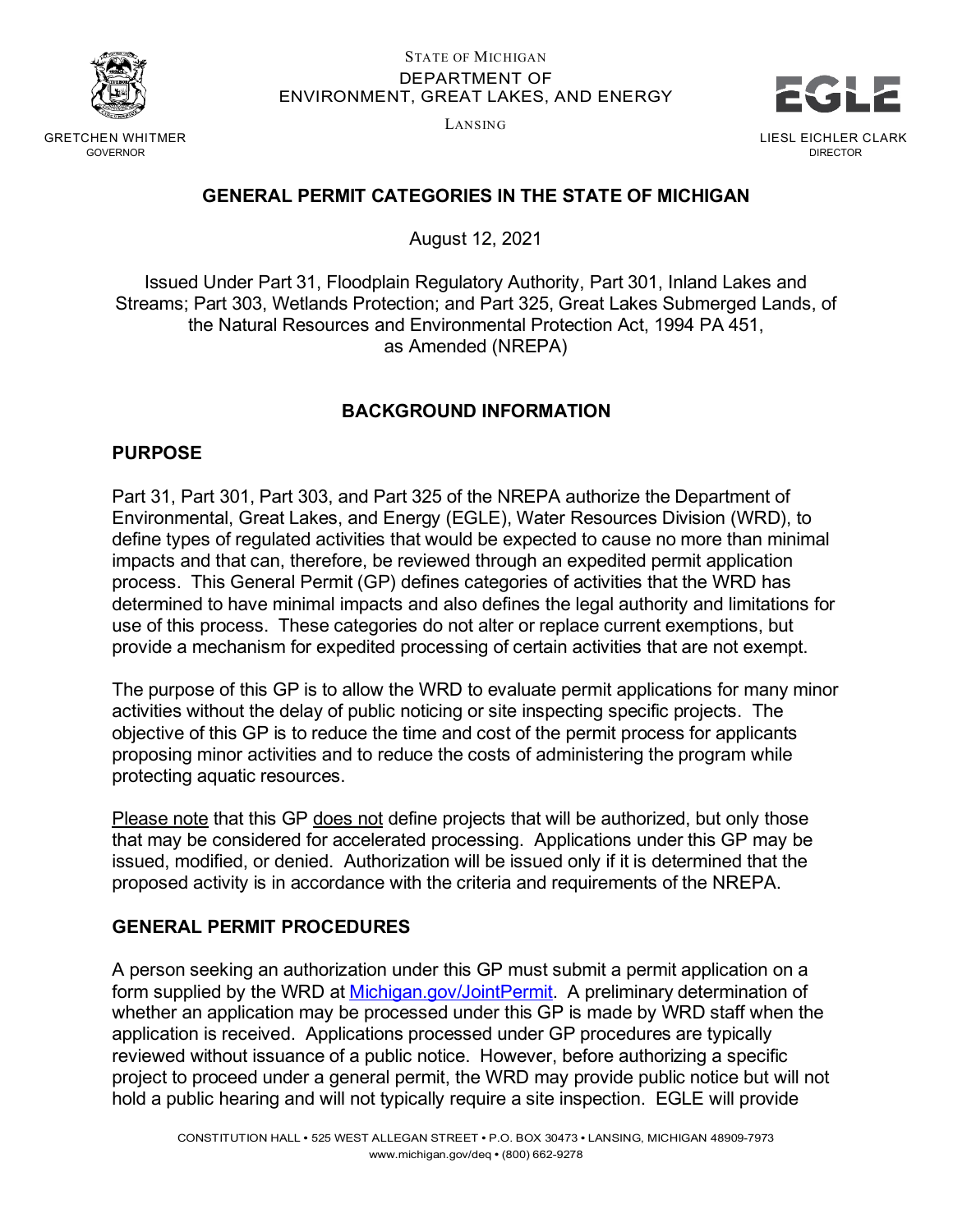STATE OF MICHIGAN
DEPARTMENT OF
ENVIRONMENT, GREAT LAKES, AND ENERGY
LANSING

GRETCHEN WHITMER
GOVERNOR

LIESL EICHLER CLARK
DIRECTOR

# GENERAL PERMIT CATEGORIES IN THE STATE OF MICHIGAN

August 12, 2021

Issued Under Part 31, Floodplain Regulatory Authority, Part 301, Inland Lakes and Streams; Part 303, Wetlands Protection; and Part 325, Great Lakes Submerged Lands, of the Natural Resources and Environmental Protection Act, 1994 PA 451, as Amended (NREPA)

## BACKGROUND INFORMATION

### PURPOSE

Part 31, Part 301, Part 303, and Part 325 of the NREPA authorize the Department of Environmental, Great Lakes, and Energy (EGLE), Water Resources Division (WRD), to define types of regulated activities that would be expected to cause no more than minimal impacts and that can, therefore, be reviewed through an expedited permit application process. This General Permit (GP) defines categories of activities that the WRD has determined to have minimal impacts and also defines the legal authority and limitations for use of this process. These categories do not alter or replace current exemptions, but provide a mechanism for expedited processing of certain activities that are not exempt.

The purpose of this GP is to allow the WRD to evaluate permit applications for many minor activities without the delay of public noticing or site inspecting specific projects. The objective of this GP is to reduce the time and cost of the permit process for applicants proposing minor activities and to reduce the costs of administering the program while protecting aquatic resources.

Please note that this GP does not define projects that will be authorized, but only those that may be considered for accelerated processing. Applications under this GP may be issued, modified, or denied. Authorization will be issued only if it is determined that the proposed activity is in accordance with the criteria and requirements of the NREPA.

### GENERAL PERMIT PROCEDURES

A person seeking an authorization under this GP must submit a permit application on a form supplied by the WRD at [Michigan.gov/JointPermit](Michigan.gov/JointPermit). A preliminary determination of whether an application may be processed under this GP is made by WRD staff when the application is received. Applications processed under GP procedures are typically reviewed without issuance of a public notice. However, before authorizing a specific project to proceed under a general permit, the WRD may provide public notice but will not hold a public hearing and will not typically require a site inspection. EGLE will provide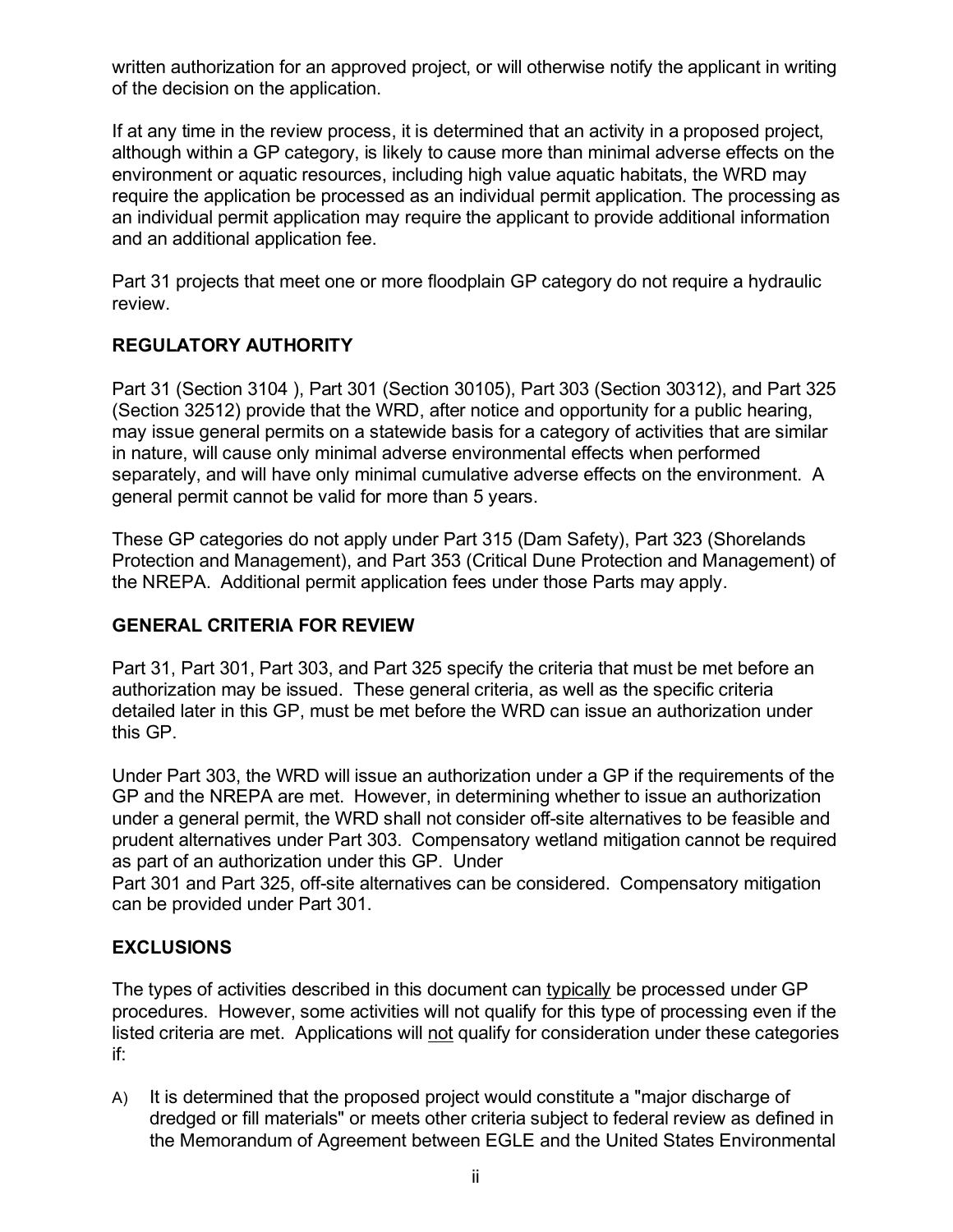written authorization for an approved project, or will otherwise notify the applicant in writing of the decision on the application.

If at any time in the review process, it is determined that an activity in a proposed project, although within a GP category, is likely to cause more than minimal adverse effects on the environment or aquatic resources, including high value aquatic habitats, the WRD may require the application be processed as an individual permit application. The processing as an individual permit application may require the applicant to provide additional information and an additional application fee.

Part 31 projects that meet one or more floodplain GP category do not require a hydraulic review.

## REGULATORY AUTHORITY

Part 31 (Section 3104 ), Part 301 (Section 30105), Part 303 (Section 30312), and Part 325 (Section 32512) provide that the WRD, after notice and opportunity for a public hearing, may issue general permits on a statewide basis for a category of activities that are similar in nature, will cause only minimal adverse environmental effects when performed separately, and will have only minimal cumulative adverse effects on the environment. A general permit cannot be valid for more than 5 years.

These GP categories do not apply under Part 315 (Dam Safety), Part 323 (Shorelands Protection and Management), and Part 353 (Critical Dune Protection and Management) of the NREPA. Additional permit application fees under those Parts may apply.

## GENERAL CRITERIA FOR REVIEW

Part 31, Part 301, Part 303, and Part 325 specify the criteria that must be met before an authorization may be issued. These general criteria, as well as the specific criteria detailed later in this GP, must be met before the WRD can issue an authorization under this GP.

Under Part 303, the WRD will issue an authorization under a GP if the requirements of the GP and the NREPA are met. However, in determining whether to issue an authorization under a general permit, the WRD shall not consider off-site alternatives to be feasible and prudent alternatives under Part 303. Compensatory wetland mitigation cannot be required as part of an authorization under this GP. Under Part 301 and Part 325, off-site alternatives can be considered. Compensatory mitigation can be provided under Part 301.

## EXCLUSIONS

The types of activities described in this document can typically be processed under GP procedures. However, some activities will not qualify for this type of processing even if the listed criteria are met. Applications will not qualify for consideration under these categories if:

A) It is determined that the proposed project would constitute a "major discharge of dredged or fill materials" or meets other criteria subject to federal review as defined in the Memorandum of Agreement between EGLE and the United States Environmental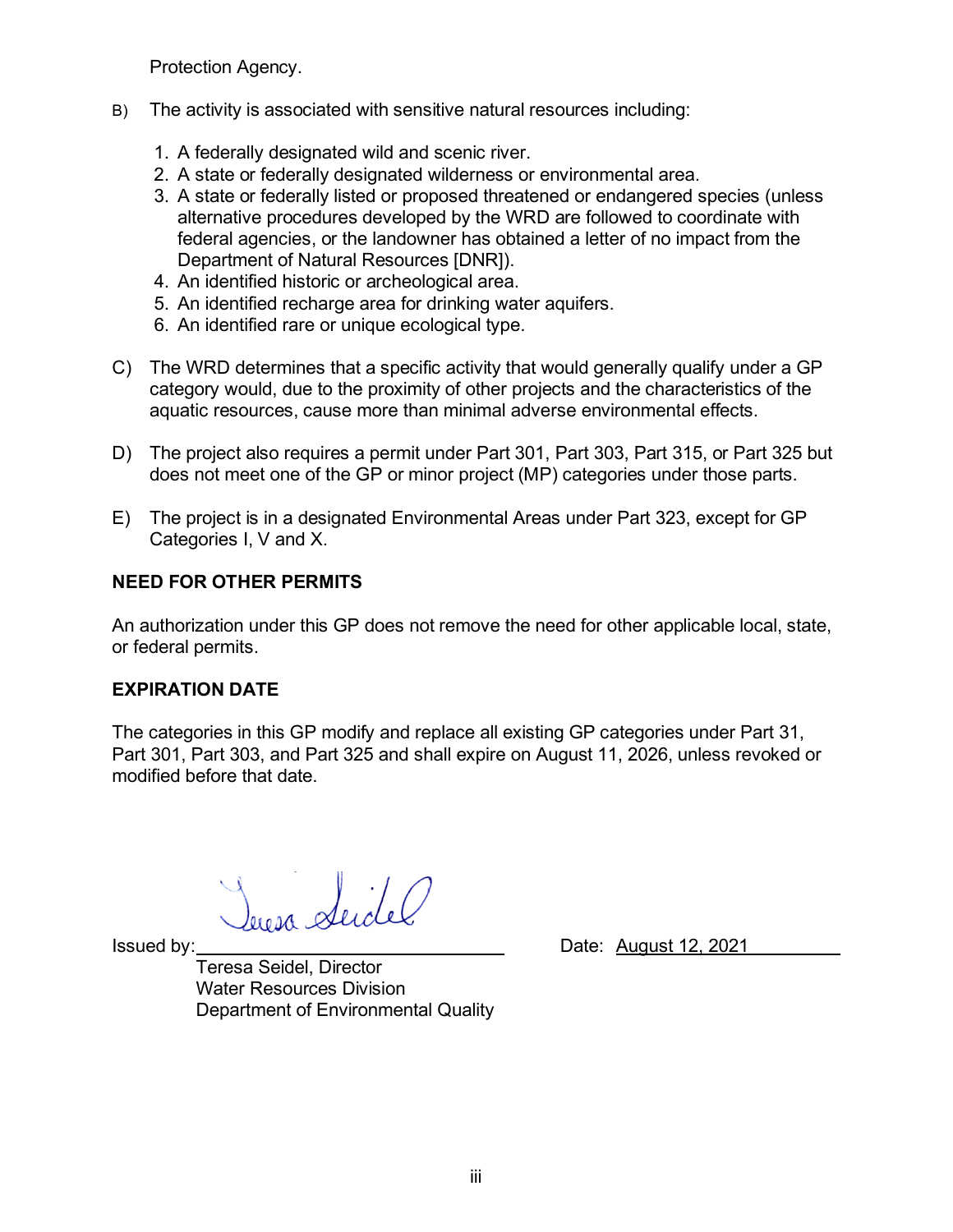Protection Agency.

B) The activity is associated with sensitive natural resources including:

1. A federally designated wild and scenic river.
2. A state or federally designated wilderness or environmental area.
3. A state or federally listed or proposed threatened or endangered species (unless alternative procedures developed by the WRD are followed to coordinate with federal agencies, or the landowner has obtained a letter of no impact from the Department of Natural Resources [DNR]).
4. An identified historic or archeological area.
5. An identified recharge area for drinking water aquifers.
6. An identified rare or unique ecological type.

C) The WRD determines that a specific activity that would generally qualify under a GP category would, due to the proximity of other projects and the characteristics of the aquatic resources, cause more than minimal adverse environmental effects.

D) The project also requires a permit under Part 301, Part 303, Part 315, or Part 325 but does not meet one of the GP or minor project (MP) categories under those parts.

E) The project is in a designated Environmental Areas under Part 323, except for GP Categories I, V and X.

**NEED FOR OTHER PERMITS**

An authorization under this GP does not remove the need for other applicable local, state, or federal permits.

**EXPIRATION DATE**

The categories in this GP modify and replace all existing GP categories under Part 31, Part 301, Part 303, and Part 325 and shall expire on August 11, 2026, unless revoked or modified before that date.

Issued by: Teresa Seidel

Teresa Seidel, Director
Water Resources Division
Department of Environmental Quality

Date: August 12, 2021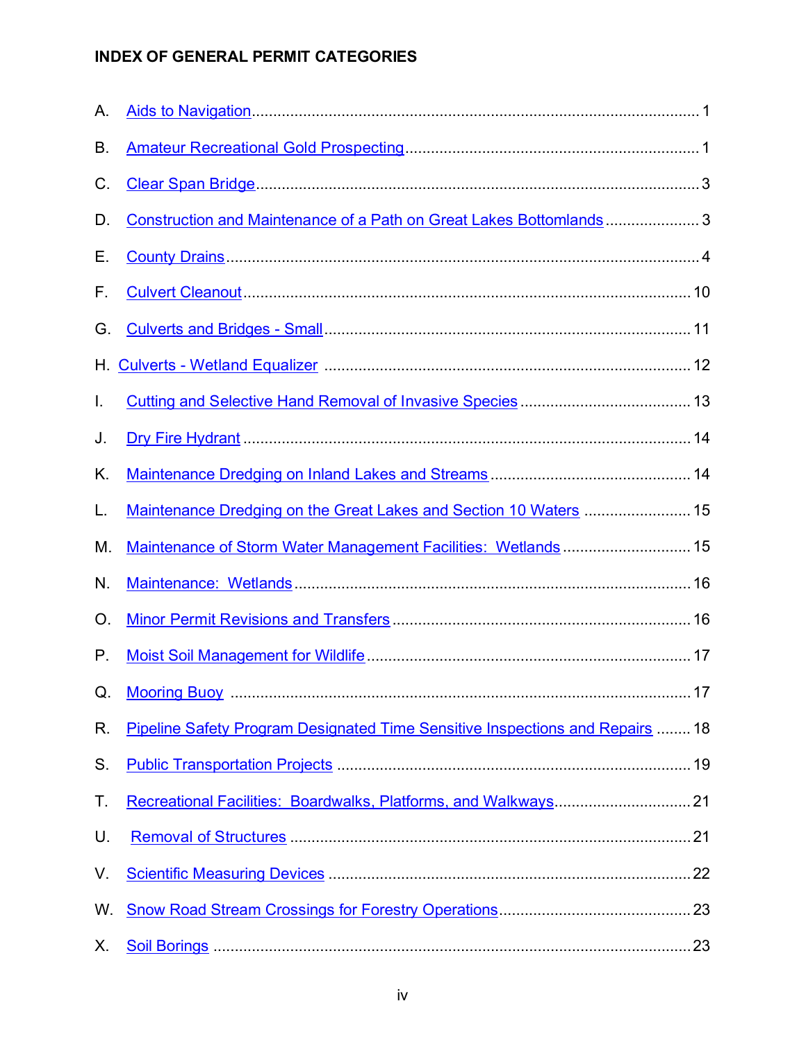## INDEX OF GENERAL PERMIT CATEGORIES

A. Aids to Navigation ........................................................................................................ 1

B. Amateur Recreational Gold Prospecting .................................................................... 1

C. Clear Span Bridge ........................................................................................................ 3

D. Construction and Maintenance of a Path on Great Lakes Bottomlands ...................... 3

E. County Drains ............................................................................................................... 4

F. Culvert Cleanout .......................................................................................................... 10

G. Culverts and Bridges - Small ...................................................................................... 11

H. Culverts - Wetland Equalizer ..................................................................................... 12

I. Cutting and Selective Hand Removal of Invasive Species ........................................ 13

J. Dry Fire Hydrant ......................................................................................................... 14

K. Maintenance Dredging on Inland Lakes and Streams ............................................... 14

L. Maintenance Dredging on the Great Lakes and Section 10 Waters ......................... 15

M. Maintenance of Storm Water Management Facilities: Wetlands .............................. 15

N. Maintenance: Wetlands ............................................................................................. 16

O. Minor Permit Revisions and Transfers ...................................................................... 16

P. Moist Soil Management for Wildlife ........................................................................... 17

Q. Mooring Buoy ............................................................................................................. 17

R. Pipeline Safety Program Designated Time Sensitive Inspections and Repairs ........ 18

S. Public Transportation Projects ................................................................................... 19

T. Recreational Facilities: Boardwalks, Platforms, and Walkways ................................ 21

U. Removal of Structures ............................................................................................... 21

V. Scientific Measuring Devices ..................................................................................... 22

W. Snow Road Stream Crossings for Forestry Operations ............................................. 23

X. Soil Borings ............................................................................................................... 23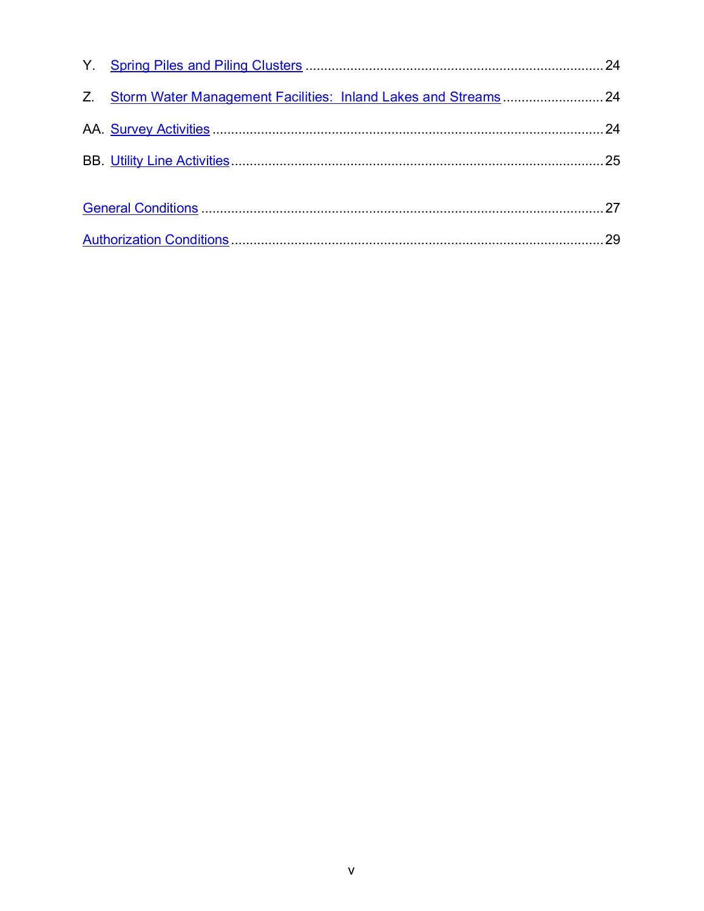Y. Spring Piles and Piling Clusters ........................................................................ 24

Z. Storm Water Management Facilities: Inland Lakes and Streams ........................... 24

AA. Survey Activities ......................................................................................... 24

BB. Utility Line Activities ................................................................................... 25

General Conditions .............................................................................................. 27

Authorization Conditions ...................................................................................... 29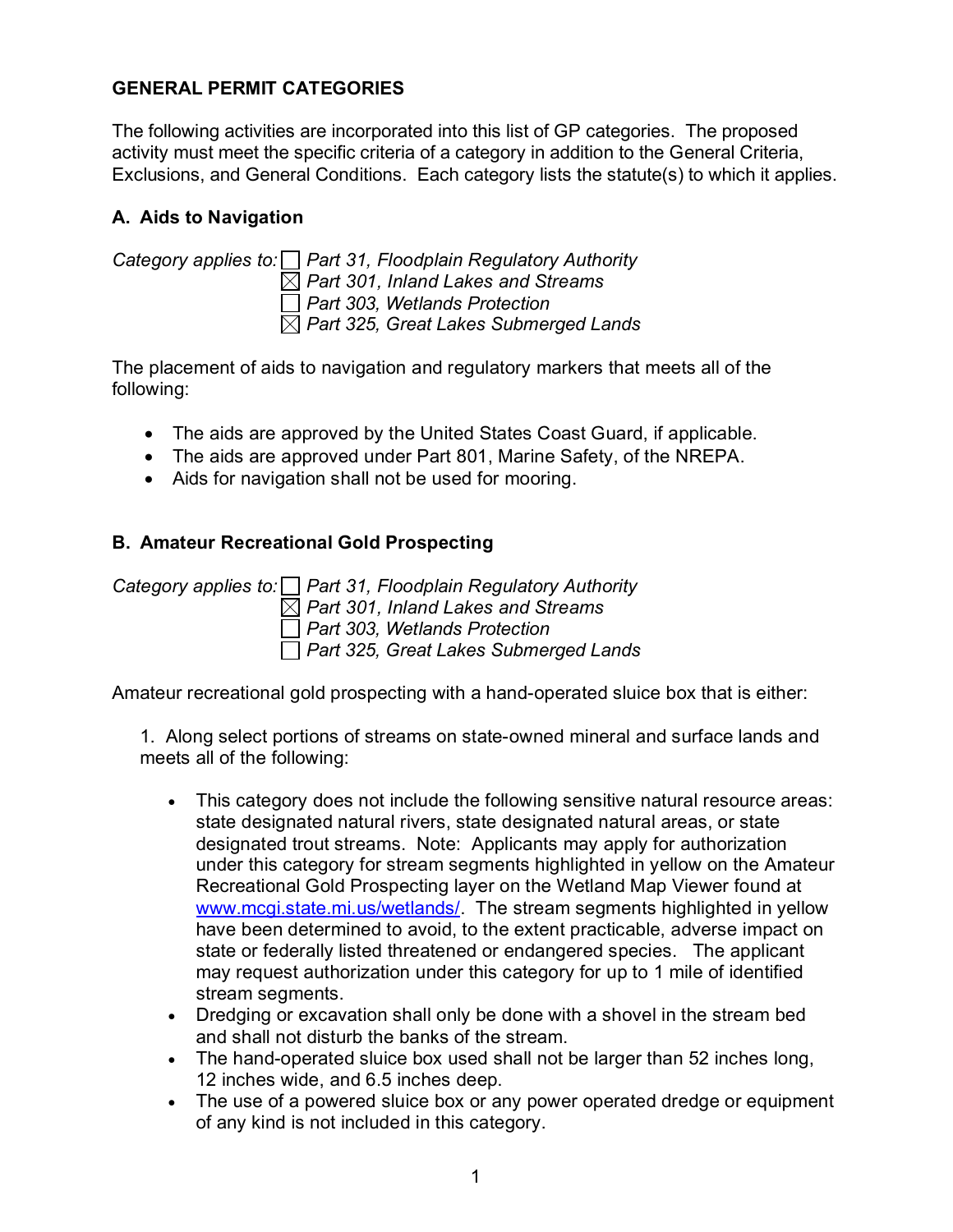## GENERAL PERMIT CATEGORIES

The following activities are incorporated into this list of GP categories. The proposed activity must meet the specific criteria of a category in addition to the General Criteria, Exclusions, and General Conditions. Each category lists the statute(s) to which it applies.

### A. Aids to Navigation

*Category applies to:* ☐ *Part 31, Floodplain Regulatory Authority*
☒ *Part 301, Inland Lakes and Streams*
☐ *Part 303, Wetlands Protection*
☒ *Part 325, Great Lakes Submerged Lands*

The placement of aids to navigation and regulatory markers that meets all of the following:

- The aids are approved by the United States Coast Guard, if applicable.
- The aids are approved under Part 801, Marine Safety, of the NREPA.
- Aids for navigation shall not be used for mooring.

### B. Amateur Recreational Gold Prospecting

*Category applies to:* ☐ *Part 31, Floodplain Regulatory Authority*
☒ *Part 301, Inland Lakes and Streams*
☐ *Part 303, Wetlands Protection*
☐ *Part 325, Great Lakes Submerged Lands*

Amateur recreational gold prospecting with a hand-operated sluice box that is either:

1. Along select portions of streams on state-owned mineral and surface lands and meets all of the following:

   - This category does not include the following sensitive natural resource areas: state designated natural rivers, state designated natural areas, or state designated trout streams. Note: Applicants may apply for authorization under this category for stream segments highlighted in yellow on the Amateur Recreational Gold Prospecting layer on the Wetland Map Viewer found at [www.mcgi.state.mi.us/wetlands/](www.mcgi.state.mi.us/wetlands/). The stream segments highlighted in yellow have been determined to avoid, to the extent practicable, adverse impact on state or federally listed threatened or endangered species. The applicant may request authorization under this category for up to 1 mile of identified stream segments.
   - Dredging or excavation shall only be done with a shovel in the stream bed and shall not disturb the banks of the stream.
   - The hand-operated sluice box used shall not be larger than 52 inches long, 12 inches wide, and 6.5 inches deep.
   - The use of a powered sluice box or any power operated dredge or equipment of any kind is not included in this category.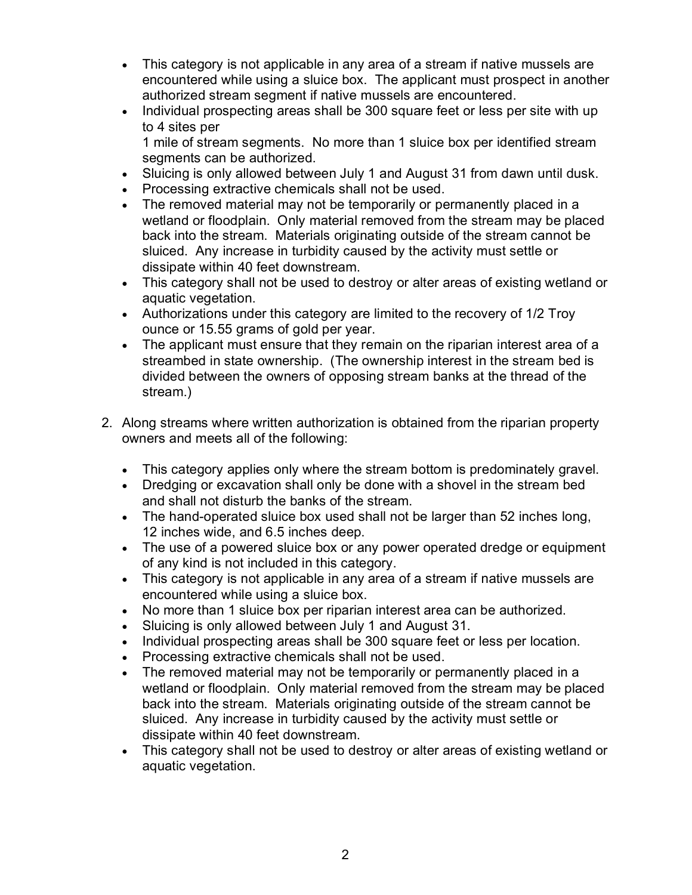- This category is not applicable in any area of a stream if native mussels are encountered while using a sluice box. The applicant must prospect in another authorized stream segment if native mussels are encountered.
- Individual prospecting areas shall be 300 square feet or less per site with up to 4 sites per
  1 mile of stream segments. No more than 1 sluice box per identified stream segments can be authorized.
- Sluicing is only allowed between July 1 and August 31 from dawn until dusk.
- Processing extractive chemicals shall not be used.
- The removed material may not be temporarily or permanently placed in a wetland or floodplain. Only material removed from the stream may be placed back into the stream. Materials originating outside of the stream cannot be sluiced. Any increase in turbidity caused by the activity must settle or dissipate within 40 feet downstream.
- This category shall not be used to destroy or alter areas of existing wetland or aquatic vegetation.
- Authorizations under this category are limited to the recovery of 1/2 Troy ounce or 15.55 grams of gold per year.
- The applicant must ensure that they remain on the riparian interest area of a streambed in state ownership. (The ownership interest in the stream bed is divided between the owners of opposing stream banks at the thread of the stream.)

2. Along streams where written authorization is obtained from the riparian property owners and meets all of the following:

   - This category applies only where the stream bottom is predominately gravel.
   - Dredging or excavation shall only be done with a shovel in the stream bed and shall not disturb the banks of the stream.
   - The hand-operated sluice box used shall not be larger than 52 inches long, 12 inches wide, and 6.5 inches deep.
   - The use of a powered sluice box or any power operated dredge or equipment of any kind is not included in this category.
   - This category is not applicable in any area of a stream if native mussels are encountered while using a sluice box.
   - No more than 1 sluice box per riparian interest area can be authorized.
   - Sluicing is only allowed between July 1 and August 31.
   - Individual prospecting areas shall be 300 square feet or less per location.
   - Processing extractive chemicals shall not be used.
   - The removed material may not be temporarily or permanently placed in a wetland or floodplain. Only material removed from the stream may be placed back into the stream. Materials originating outside of the stream cannot be sluiced. Any increase in turbidity caused by the activity must settle or dissipate within 40 feet downstream.
   - This category shall not be used to destroy or alter areas of existing wetland or aquatic vegetation.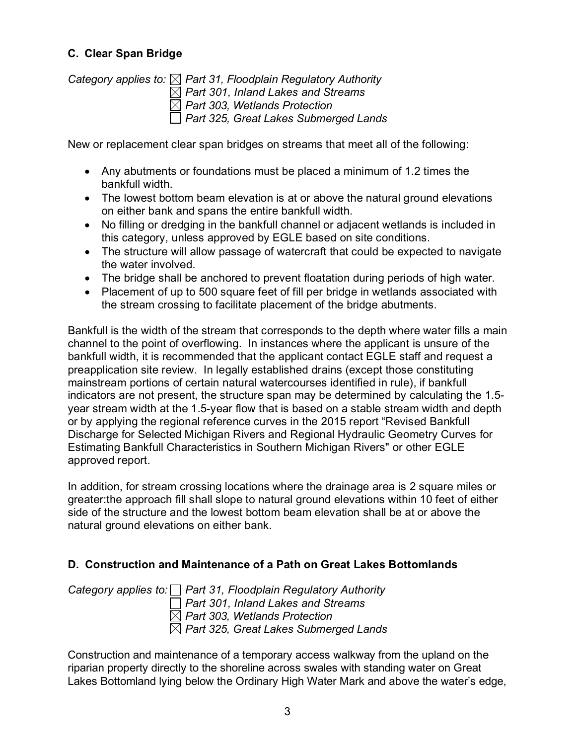## C. Clear Span Bridge

*Category applies to:* ☒ *Part 31, Floodplain Regulatory Authority*
☒ *Part 301, Inland Lakes and Streams*
☒ *Part 303, Wetlands Protection*
☐ *Part 325, Great Lakes Submerged Lands*

New or replacement clear span bridges on streams that meet all of the following:

- Any abutments or foundations must be placed a minimum of 1.2 times the bankfull width.
- The lowest bottom beam elevation is at or above the natural ground elevations on either bank and spans the entire bankfull width.
- No filling or dredging in the bankfull channel or adjacent wetlands is included in this category, unless approved by EGLE based on site conditions.
- The structure will allow passage of watercraft that could be expected to navigate the water involved.
- The bridge shall be anchored to prevent floatation during periods of high water.
- Placement of up to 500 square feet of fill per bridge in wetlands associated with the stream crossing to facilitate placement of the bridge abutments.

Bankfull is the width of the stream that corresponds to the depth where water fills a main channel to the point of overflowing. In instances where the applicant is unsure of the bankfull width, it is recommended that the applicant contact EGLE staff and request a preapplication site review. In legally established drains (except those constituting mainstream portions of certain natural watercourses identified in rule), if bankfull indicators are not present, the structure span may be determined by calculating the 1.5-year stream width at the 1.5-year flow that is based on a stable stream width and depth or by applying the regional reference curves in the 2015 report "Revised Bankfull Discharge for Selected Michigan Rivers and Regional Hydraulic Geometry Curves for Estimating Bankfull Characteristics in Southern Michigan Rivers" or other EGLE approved report.

In addition, for stream crossing locations where the drainage area is 2 square miles or greater:the approach fill shall slope to natural ground elevations within 10 feet of either side of the structure and the lowest bottom beam elevation shall be at or above the natural ground elevations on either bank.

## D. Construction and Maintenance of a Path on Great Lakes Bottomlands

*Category applies to:* ☐ *Part 31, Floodplain Regulatory Authority*
☐ *Part 301, Inland Lakes and Streams*
☒ *Part 303, Wetlands Protection*
☒ *Part 325, Great Lakes Submerged Lands*

Construction and maintenance of a temporary access walkway from the upland on the riparian property directly to the shoreline across swales with standing water on Great Lakes Bottomland lying below the Ordinary High Water Mark and above the water's edge,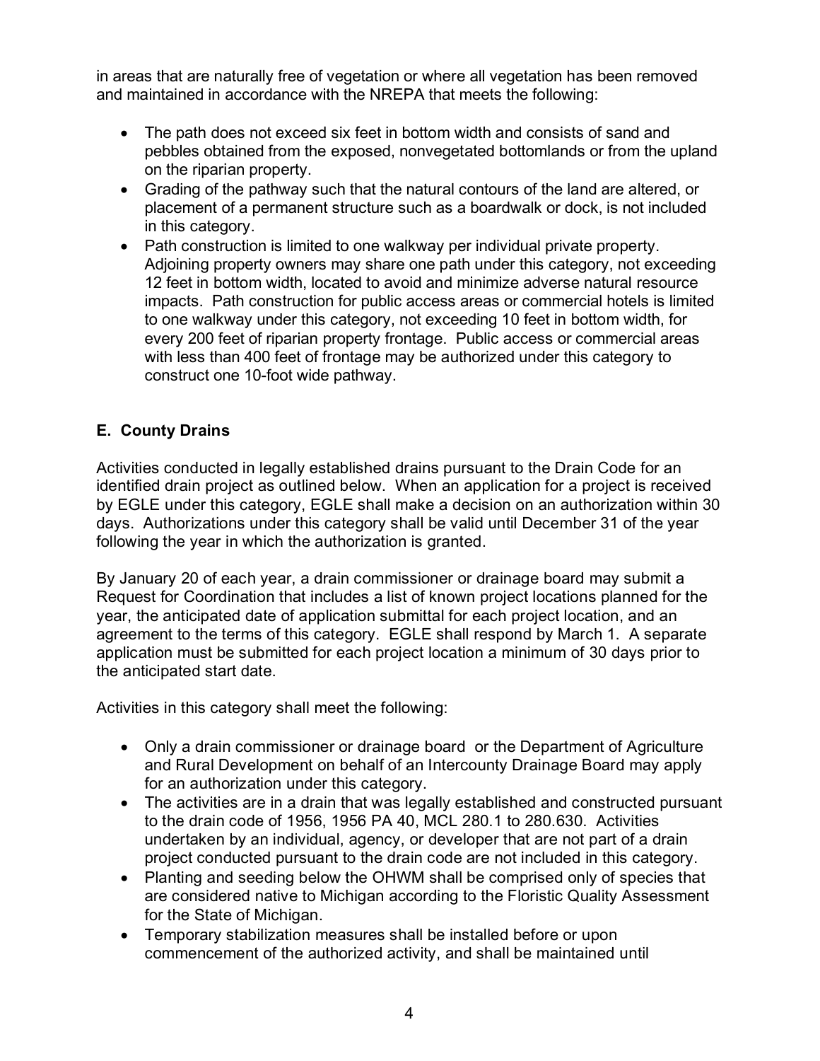in areas that are naturally free of vegetation or where all vegetation has been removed and maintained in accordance with the NREPA that meets the following:

- The path does not exceed six feet in bottom width and consists of sand and pebbles obtained from the exposed, nonvegetated bottomlands or from the upland on the riparian property.
- Grading of the pathway such that the natural contours of the land are altered, or placement of a permanent structure such as a boardwalk or dock, is not included in this category.
- Path construction is limited to one walkway per individual private property. Adjoining property owners may share one path under this category, not exceeding 12 feet in bottom width, located to avoid and minimize adverse natural resource impacts. Path construction for public access areas or commercial hotels is limited to one walkway under this category, not exceeding 10 feet in bottom width, for every 200 feet of riparian property frontage. Public access or commercial areas with less than 400 feet of frontage may be authorized under this category to construct one 10-foot wide pathway.

**E. County Drains**

Activities conducted in legally established drains pursuant to the Drain Code for an identified drain project as outlined below. When an application for a project is received by EGLE under this category, EGLE shall make a decision on an authorization within 30 days. Authorizations under this category shall be valid until December 31 of the year following the year in which the authorization is granted.

By January 20 of each year, a drain commissioner or drainage board may submit a Request for Coordination that includes a list of known project locations planned for the year, the anticipated date of application submittal for each project location, and an agreement to the terms of this category. EGLE shall respond by March 1. A separate application must be submitted for each project location a minimum of 30 days prior to the anticipated start date.

Activities in this category shall meet the following:

- Only a drain commissioner or drainage board or the Department of Agriculture and Rural Development on behalf of an Intercounty Drainage Board may apply for an authorization under this category.
- The activities are in a drain that was legally established and constructed pursuant to the drain code of 1956, 1956 PA 40, MCL 280.1 to 280.630. Activities undertaken by an individual, agency, or developer that are not part of a drain project conducted pursuant to the drain code are not included in this category.
- Planting and seeding below the OHWM shall be comprised only of species that are considered native to Michigan according to the Floristic Quality Assessment for the State of Michigan.
- Temporary stabilization measures shall be installed before or upon commencement of the authorized activity, and shall be maintained until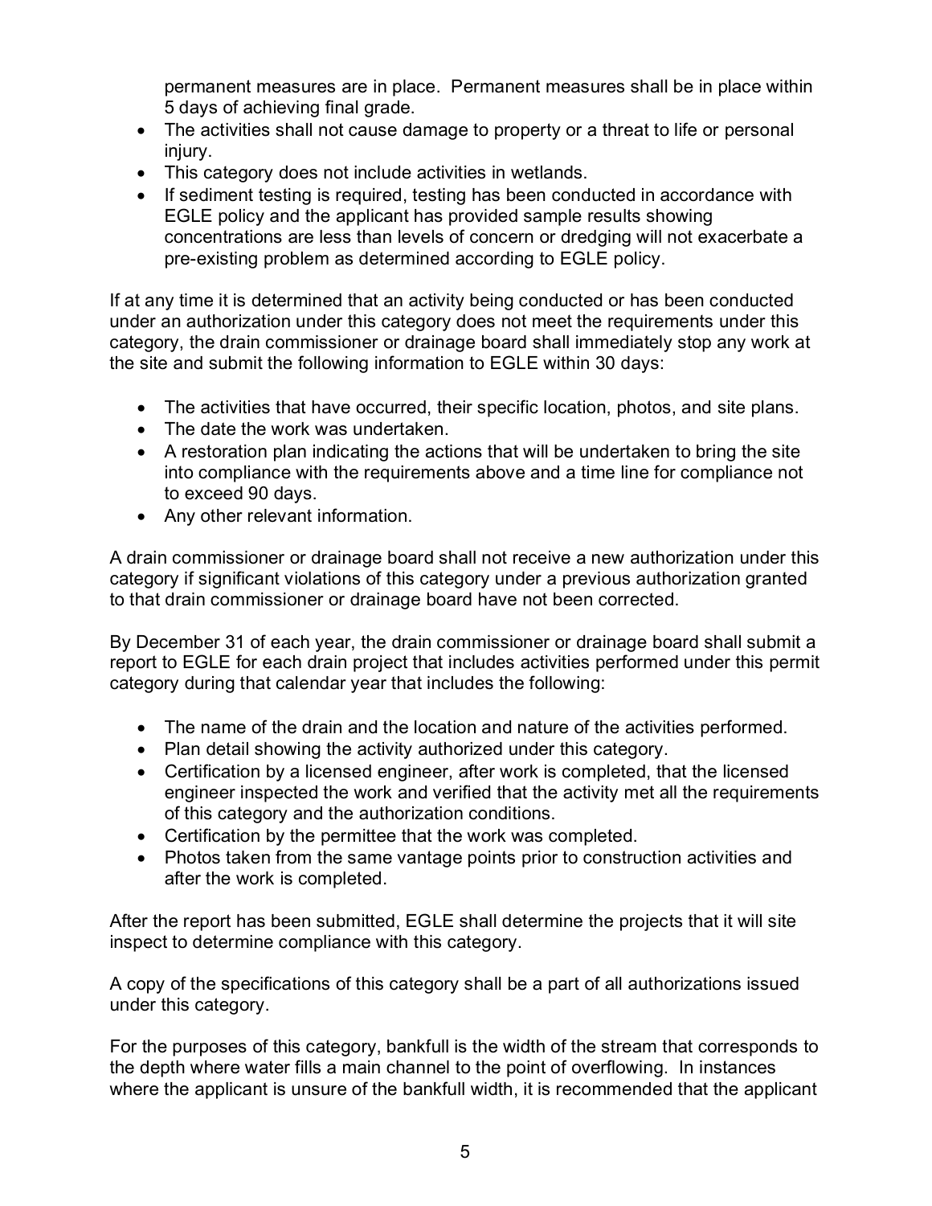permanent measures are in place. Permanent measures shall be in place within 5 days of achieving final grade.

- The activities shall not cause damage to property or a threat to life or personal injury.
- This category does not include activities in wetlands.
- If sediment testing is required, testing has been conducted in accordance with EGLE policy and the applicant has provided sample results showing concentrations are less than levels of concern or dredging will not exacerbate a pre-existing problem as determined according to EGLE policy.

If at any time it is determined that an activity being conducted or has been conducted under an authorization under this category does not meet the requirements under this category, the drain commissioner or drainage board shall immediately stop any work at the site and submit the following information to EGLE within 30 days:

- The activities that have occurred, their specific location, photos, and site plans.
- The date the work was undertaken.
- A restoration plan indicating the actions that will be undertaken to bring the site into compliance with the requirements above and a time line for compliance not to exceed 90 days.
- Any other relevant information.

A drain commissioner or drainage board shall not receive a new authorization under this category if significant violations of this category under a previous authorization granted to that drain commissioner or drainage board have not been corrected.

By December 31 of each year, the drain commissioner or drainage board shall submit a report to EGLE for each drain project that includes activities performed under this permit category during that calendar year that includes the following:

- The name of the drain and the location and nature of the activities performed.
- Plan detail showing the activity authorized under this category.
- Certification by a licensed engineer, after work is completed, that the licensed engineer inspected the work and verified that the activity met all the requirements of this category and the authorization conditions.
- Certification by the permittee that the work was completed.
- Photos taken from the same vantage points prior to construction activities and after the work is completed.

After the report has been submitted, EGLE shall determine the projects that it will site inspect to determine compliance with this category.

A copy of the specifications of this category shall be a part of all authorizations issued under this category.

For the purposes of this category, bankfull is the width of the stream that corresponds to the depth where water fills a main channel to the point of overflowing. In instances where the applicant is unsure of the bankfull width, it is recommended that the applicant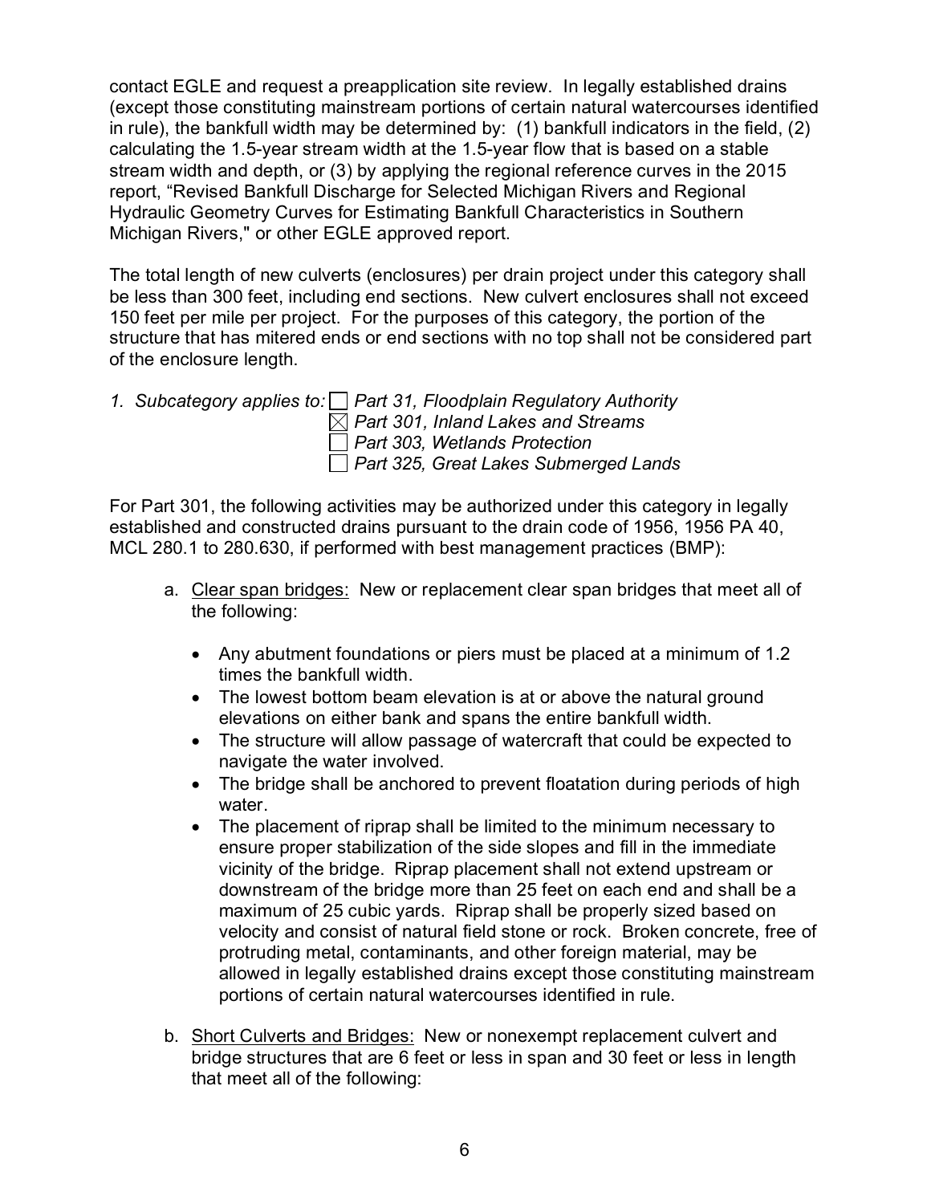contact EGLE and request a preapplication site review. In legally established drains (except those constituting mainstream portions of certain natural watercourses identified in rule), the bankfull width may be determined by: (1) bankfull indicators in the field, (2) calculating the 1.5-year stream width at the 1.5-year flow that is based on a stable stream width and depth, or (3) by applying the regional reference curves in the 2015 report, "Revised Bankfull Discharge for Selected Michigan Rivers and Regional Hydraulic Geometry Curves for Estimating Bankfull Characteristics in Southern Michigan Rivers," or other EGLE approved report.

The total length of new culverts (enclosures) per drain project under this category shall be less than 300 feet, including end sections. New culvert enclosures shall not exceed 150 feet per mile per project. For the purposes of this category, the portion of the structure that has mitered ends or end sections with no top shall not be considered part of the enclosure length.

*1. Subcategory applies to:* ☐ *Part 31, Floodplain Regulatory Authority*
☒ *Part 301, Inland Lakes and Streams*
☐ *Part 303, Wetlands Protection*
☐ *Part 325, Great Lakes Submerged Lands*

For Part 301, the following activities may be authorized under this category in legally established and constructed drains pursuant to the drain code of 1956, 1956 PA 40, MCL 280.1 to 280.630, if performed with best management practices (BMP):

a. Clear span bridges: New or replacement clear span bridges that meet all of the following:

   - Any abutment foundations or piers must be placed at a minimum of 1.2 times the bankfull width.
   - The lowest bottom beam elevation is at or above the natural ground elevations on either bank and spans the entire bankfull width.
   - The structure will allow passage of watercraft that could be expected to navigate the water involved.
   - The bridge shall be anchored to prevent floatation during periods of high water.
   - The placement of riprap shall be limited to the minimum necessary to ensure proper stabilization of the side slopes and fill in the immediate vicinity of the bridge. Riprap placement shall not extend upstream or downstream of the bridge more than 25 feet on each end and shall be a maximum of 25 cubic yards. Riprap shall be properly sized based on velocity and consist of natural field stone or rock. Broken concrete, free of protruding metal, contaminants, and other foreign material, may be allowed in legally established drains except those constituting mainstream portions of certain natural watercourses identified in rule.

b. Short Culverts and Bridges: New or nonexempt replacement culvert and bridge structures that are 6 feet or less in span and 30 feet or less in length that meet all of the following: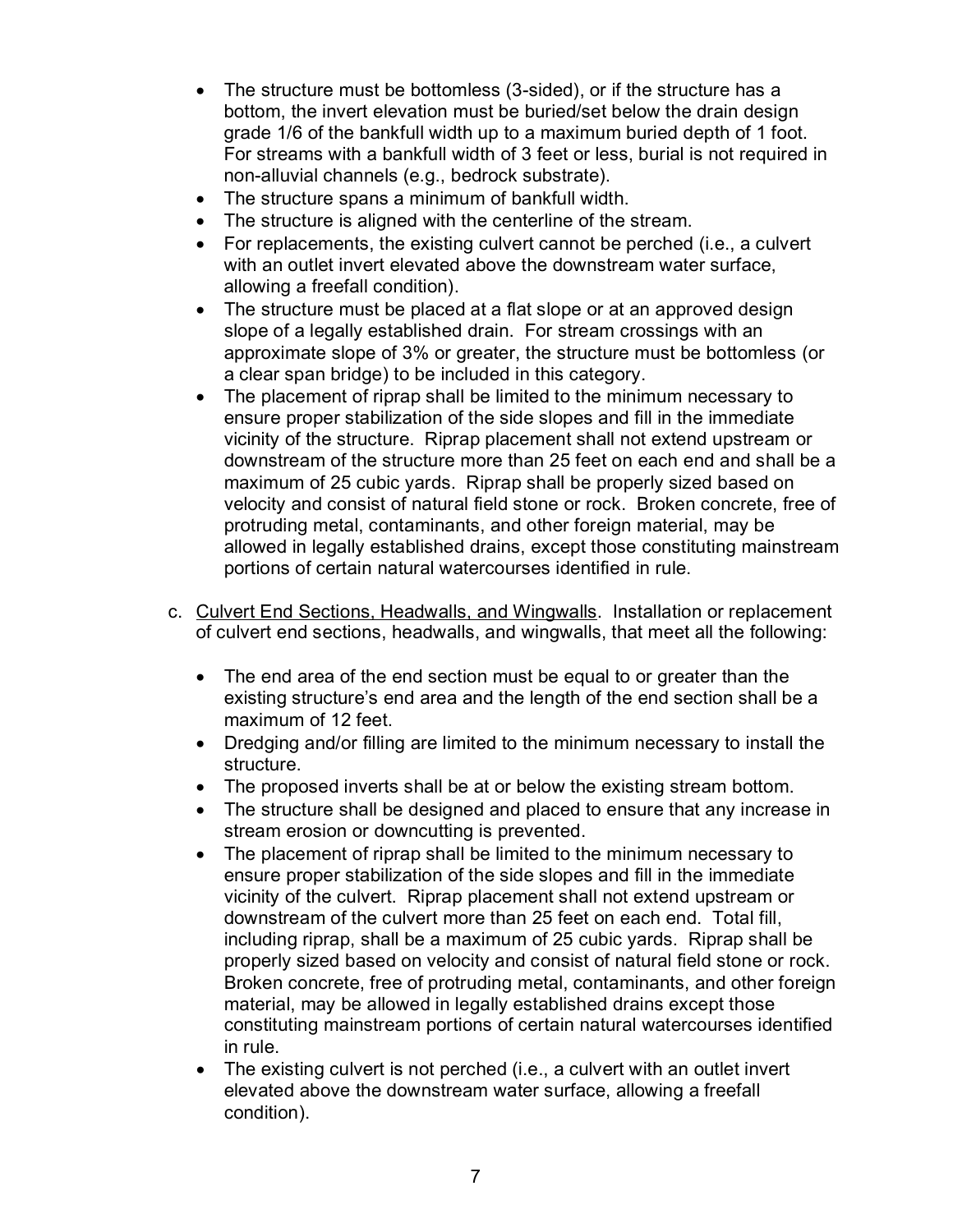- The structure must be bottomless (3-sided), or if the structure has a bottom, the invert elevation must be buried/set below the drain design grade 1/6 of the bankfull width up to a maximum buried depth of 1 foot. For streams with a bankfull width of 3 feet or less, burial is not required in non-alluvial channels (e.g., bedrock substrate).
- The structure spans a minimum of bankfull width.
- The structure is aligned with the centerline of the stream.
- For replacements, the existing culvert cannot be perched (i.e., a culvert with an outlet invert elevated above the downstream water surface, allowing a freefall condition).
- The structure must be placed at a flat slope or at an approved design slope of a legally established drain. For stream crossings with an approximate slope of 3% or greater, the structure must be bottomless (or a clear span bridge) to be included in this category.
- The placement of riprap shall be limited to the minimum necessary to ensure proper stabilization of the side slopes and fill in the immediate vicinity of the structure. Riprap placement shall not extend upstream or downstream of the structure more than 25 feet on each end and shall be a maximum of 25 cubic yards. Riprap shall be properly sized based on velocity and consist of natural field stone or rock. Broken concrete, free of protruding metal, contaminants, and other foreign material, may be allowed in legally established drains, except those constituting mainstream portions of certain natural watercourses identified in rule.

c. Culvert End Sections, Headwalls, and Wingwalls. Installation or replacement of culvert end sections, headwalls, and wingwalls, that meet all the following:

   - The end area of the end section must be equal to or greater than the existing structure's end area and the length of the end section shall be a maximum of 12 feet.
   - Dredging and/or filling are limited to the minimum necessary to install the structure.
   - The proposed inverts shall be at or below the existing stream bottom.
   - The structure shall be designed and placed to ensure that any increase in stream erosion or downcutting is prevented.
   - The placement of riprap shall be limited to the minimum necessary to ensure proper stabilization of the side slopes and fill in the immediate vicinity of the culvert. Riprap placement shall not extend upstream or downstream of the culvert more than 25 feet on each end. Total fill, including riprap, shall be a maximum of 25 cubic yards. Riprap shall be properly sized based on velocity and consist of natural field stone or rock. Broken concrete, free of protruding metal, contaminants, and other foreign material, may be allowed in legally established drains except those constituting mainstream portions of certain natural watercourses identified in rule.
   - The existing culvert is not perched (i.e., a culvert with an outlet invert elevated above the downstream water surface, allowing a freefall condition).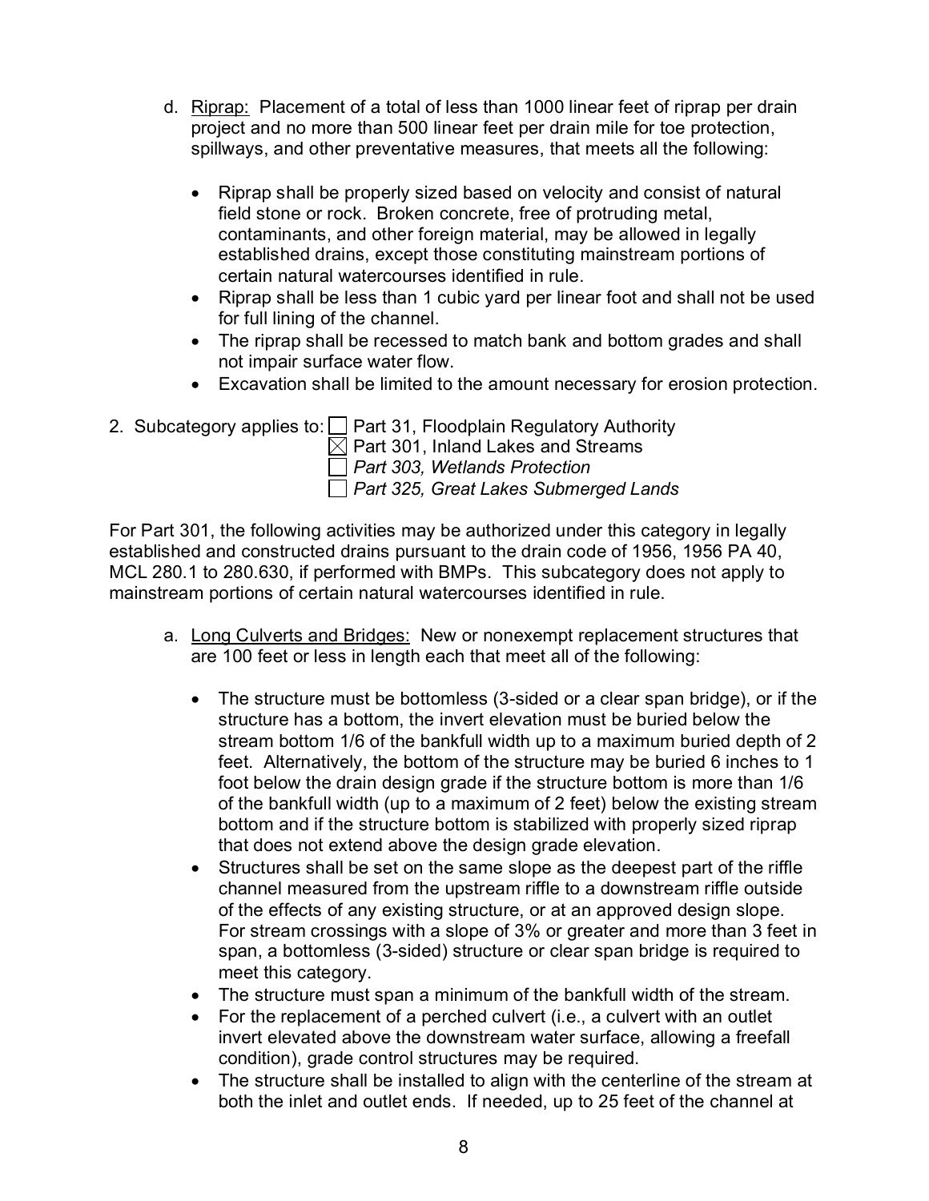d. <u>Riprap:</u> Placement of a total of less than 1000 linear feet of riprap per drain project and no more than 500 linear feet per drain mile for toe protection, spillways, and other preventative measures, that meets all the following:

   - Riprap shall be properly sized based on velocity and consist of natural field stone or rock. Broken concrete, free of protruding metal, contaminants, and other foreign material, may be allowed in legally established drains, except those constituting mainstream portions of certain natural watercourses identified in rule.
   - Riprap shall be less than 1 cubic yard per linear foot and shall not be used for full lining of the channel.
   - The riprap shall be recessed to match bank and bottom grades and shall not impair surface water flow.
   - Excavation shall be limited to the amount necessary for erosion protection.

2. Subcategory applies to:
   ☐ Part 31, Floodplain Regulatory Authority
   ☒ Part 301, Inland Lakes and Streams
   ☐ *Part 303, Wetlands Protection*
   ☐ *Part 325, Great Lakes Submerged Lands*

For Part 301, the following activities may be authorized under this category in legally established and constructed drains pursuant to the drain code of 1956, 1956 PA 40, MCL 280.1 to 280.630, if performed with BMPs. This subcategory does not apply to mainstream portions of certain natural watercourses identified in rule.

a. <u>Long Culverts and Bridges:</u> New or nonexempt replacement structures that are 100 feet or less in length each that meet all of the following:

   - The structure must be bottomless (3-sided or a clear span bridge), or if the structure has a bottom, the invert elevation must be buried below the stream bottom 1/6 of the bankfull width up to a maximum buried depth of 2 feet. Alternatively, the bottom of the structure may be buried 6 inches to 1 foot below the drain design grade if the structure bottom is more than 1/6 of the bankfull width (up to a maximum of 2 feet) below the existing stream bottom and if the structure bottom is stabilized with properly sized riprap that does not extend above the design grade elevation.
   - Structures shall be set on the same slope as the deepest part of the riffle channel measured from the upstream riffle to a downstream riffle outside of the effects of any existing structure, or at an approved design slope. For stream crossings with a slope of 3% or greater and more than 3 feet in span, a bottomless (3-sided) structure or clear span bridge is required to meet this category.
   - The structure must span a minimum of the bankfull width of the stream.
   - For the replacement of a perched culvert (i.e., a culvert with an outlet invert elevated above the downstream water surface, allowing a freefall condition), grade control structures may be required.
   - The structure shall be installed to align with the centerline of the stream at both the inlet and outlet ends. If needed, up to 25 feet of the channel at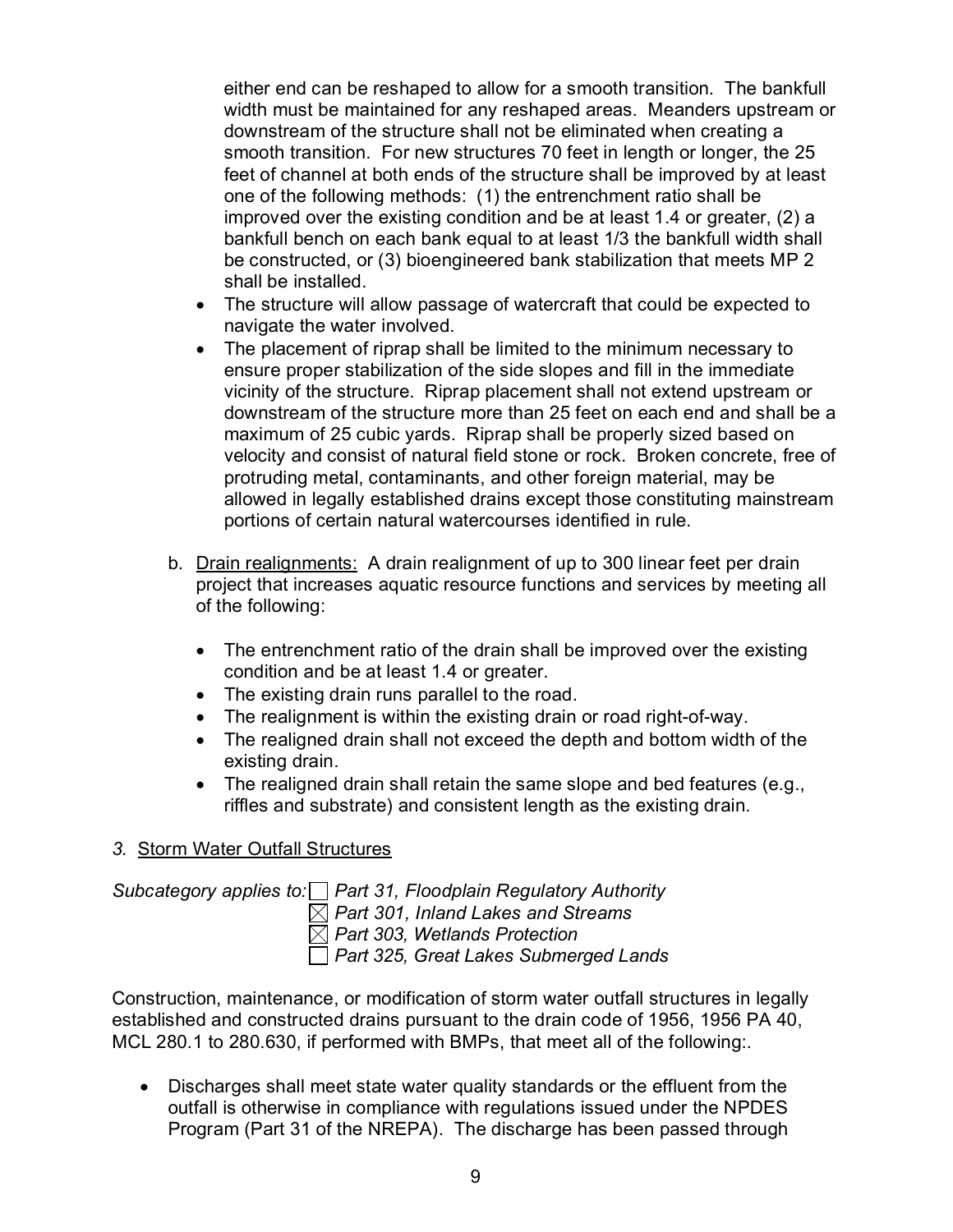either end can be reshaped to allow for a smooth transition. The bankfull width must be maintained for any reshaped areas. Meanders upstream or downstream of the structure shall not be eliminated when creating a smooth transition. For new structures 70 feet in length or longer, the 25 feet of channel at both ends of the structure shall be improved by at least one of the following methods: (1) the entrenchment ratio shall be improved over the existing condition and be at least 1.4 or greater, (2) a bankfull bench on each bank equal to at least 1/3 the bankfull width shall be constructed, or (3) bioengineered bank stabilization that meets MP 2 shall be installed.

- The structure will allow passage of watercraft that could be expected to navigate the water involved.
- The placement of riprap shall be limited to the minimum necessary to ensure proper stabilization of the side slopes and fill in the immediate vicinity of the structure. Riprap placement shall not extend upstream or downstream of the structure more than 25 feet on each end and shall be a maximum of 25 cubic yards. Riprap shall be properly sized based on velocity and consist of natural field stone or rock. Broken concrete, free of protruding metal, contaminants, and other foreign material, may be allowed in legally established drains except those constituting mainstream portions of certain natural watercourses identified in rule.

b. Drain realignments: A drain realignment of up to 300 linear feet per drain project that increases aquatic resource functions and services by meeting all of the following:

- The entrenchment ratio of the drain shall be improved over the existing condition and be at least 1.4 or greater.
- The existing drain runs parallel to the road.
- The realignment is within the existing drain or road right-of-way.
- The realigned drain shall not exceed the depth and bottom width of the existing drain.
- The realigned drain shall retain the same slope and bed features (e.g., riffles and substrate) and consistent length as the existing drain.

*3.* Storm Water Outfall Structures

*Subcategory applies to:* ☐ *Part 31, Floodplain Regulatory Authority*
☒ *Part 301, Inland Lakes and Streams*
☒ *Part 303, Wetlands Protection*
☐ *Part 325, Great Lakes Submerged Lands*

Construction, maintenance, or modification of storm water outfall structures in legally established and constructed drains pursuant to the drain code of 1956, 1956 PA 40, MCL 280.1 to 280.630, if performed with BMPs, that meet all of the following:.

- Discharges shall meet state water quality standards or the effluent from the outfall is otherwise in compliance with regulations issued under the NPDES Program (Part 31 of the NREPA). The discharge has been passed through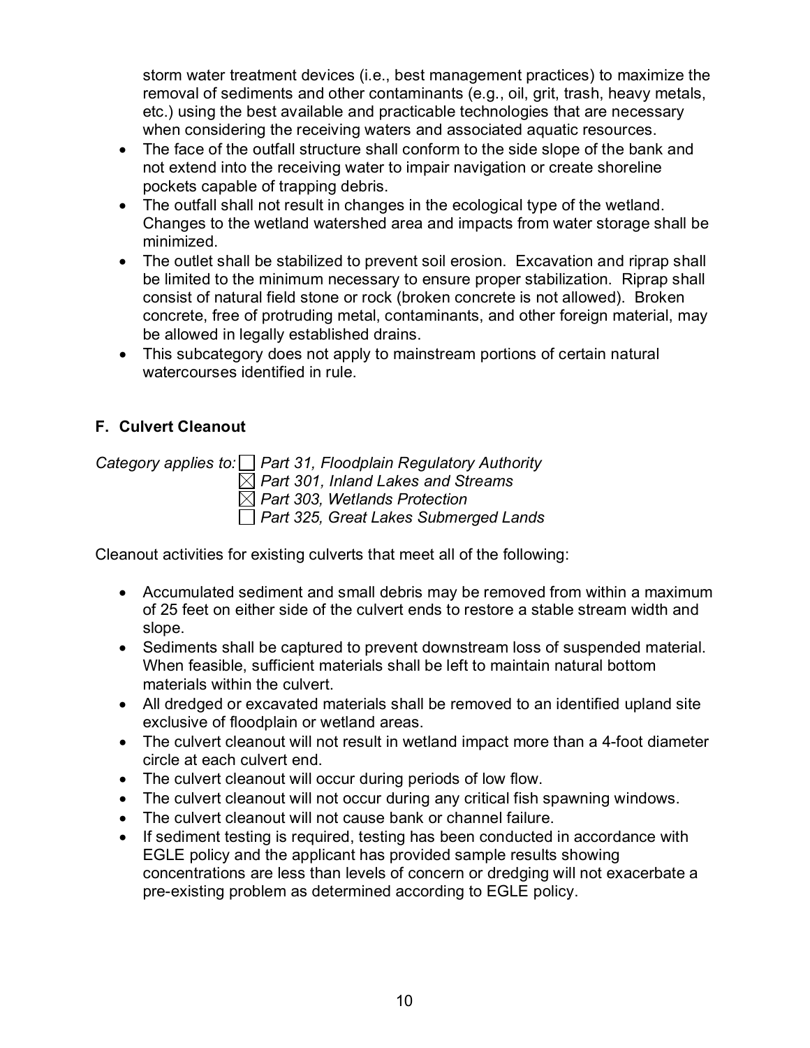storm water treatment devices (i.e., best management practices) to maximize the removal of sediments and other contaminants (e.g., oil, grit, trash, heavy metals, etc.) using the best available and practicable technologies that are necessary when considering the receiving waters and associated aquatic resources.

- The face of the outfall structure shall conform to the side slope of the bank and not extend into the receiving water to impair navigation or create shoreline pockets capable of trapping debris.
- The outfall shall not result in changes in the ecological type of the wetland. Changes to the wetland watershed area and impacts from water storage shall be minimized.
- The outlet shall be stabilized to prevent soil erosion. Excavation and riprap shall be limited to the minimum necessary to ensure proper stabilization. Riprap shall consist of natural field stone or rock (broken concrete is not allowed). Broken concrete, free of protruding metal, contaminants, and other foreign material, may be allowed in legally established drains.
- This subcategory does not apply to mainstream portions of certain natural watercourses identified in rule.

### F. Culvert Cleanout

*Category applies to:* ☐ *Part 31, Floodplain Regulatory Authority*
☒ *Part 301, Inland Lakes and Streams*
☒ *Part 303, Wetlands Protection*
☐ *Part 325, Great Lakes Submerged Lands*

Cleanout activities for existing culverts that meet all of the following:

- Accumulated sediment and small debris may be removed from within a maximum of 25 feet on either side of the culvert ends to restore a stable stream width and slope.
- Sediments shall be captured to prevent downstream loss of suspended material. When feasible, sufficient materials shall be left to maintain natural bottom materials within the culvert.
- All dredged or excavated materials shall be removed to an identified upland site exclusive of floodplain or wetland areas.
- The culvert cleanout will not result in wetland impact more than a 4-foot diameter circle at each culvert end.
- The culvert cleanout will occur during periods of low flow.
- The culvert cleanout will not occur during any critical fish spawning windows.
- The culvert cleanout will not cause bank or channel failure.
- If sediment testing is required, testing has been conducted in accordance with EGLE policy and the applicant has provided sample results showing concentrations are less than levels of concern or dredging will not exacerbate a pre-existing problem as determined according to EGLE policy.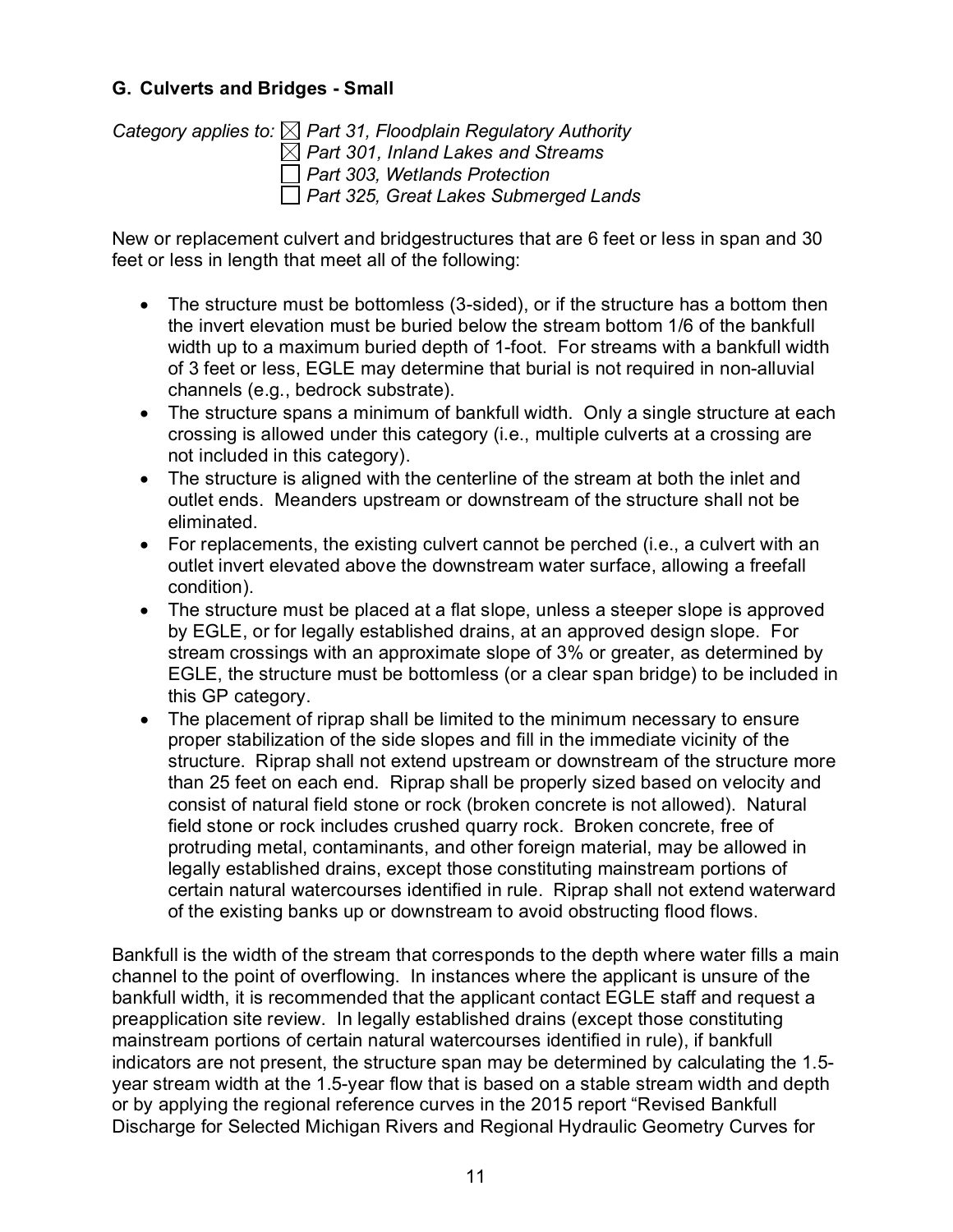### G. Culverts and Bridges - Small

*Category applies to:* ☒ *Part 31, Floodplain Regulatory Authority*
☒ *Part 301, Inland Lakes and Streams*
☐ *Part 303, Wetlands Protection*
☐ *Part 325, Great Lakes Submerged Lands*

New or replacement culvert and bridgestructures that are 6 feet or less in span and 30 feet or less in length that meet all of the following:

- The structure must be bottomless (3-sided), or if the structure has a bottom then the invert elevation must be buried below the stream bottom 1/6 of the bankfull width up to a maximum buried depth of 1-foot. For streams with a bankfull width of 3 feet or less, EGLE may determine that burial is not required in non-alluvial channels (e.g., bedrock substrate).
- The structure spans a minimum of bankfull width. Only a single structure at each crossing is allowed under this category (i.e., multiple culverts at a crossing are not included in this category).
- The structure is aligned with the centerline of the stream at both the inlet and outlet ends. Meanders upstream or downstream of the structure shall not be eliminated.
- For replacements, the existing culvert cannot be perched (i.e., a culvert with an outlet invert elevated above the downstream water surface, allowing a freefall condition).
- The structure must be placed at a flat slope, unless a steeper slope is approved by EGLE, or for legally established drains, at an approved design slope. For stream crossings with an approximate slope of 3% or greater, as determined by EGLE, the structure must be bottomless (or a clear span bridge) to be included in this GP category.
- The placement of riprap shall be limited to the minimum necessary to ensure proper stabilization of the side slopes and fill in the immediate vicinity of the structure. Riprap shall not extend upstream or downstream of the structure more than 25 feet on each end. Riprap shall be properly sized based on velocity and consist of natural field stone or rock (broken concrete is not allowed). Natural field stone or rock includes crushed quarry rock. Broken concrete, free of protruding metal, contaminants, and other foreign material, may be allowed in legally established drains, except those constituting mainstream portions of certain natural watercourses identified in rule. Riprap shall not extend waterward of the existing banks up or downstream to avoid obstructing flood flows.

Bankfull is the width of the stream that corresponds to the depth where water fills a main channel to the point of overflowing. In instances where the applicant is unsure of the bankfull width, it is recommended that the applicant contact EGLE staff and request a preapplication site review. In legally established drains (except those constituting mainstream portions of certain natural watercourses identified in rule), if bankfull indicators are not present, the structure span may be determined by calculating the 1.5-year stream width at the 1.5-year flow that is based on a stable stream width and depth or by applying the regional reference curves in the 2015 report "Revised Bankfull Discharge for Selected Michigan Rivers and Regional Hydraulic Geometry Curves for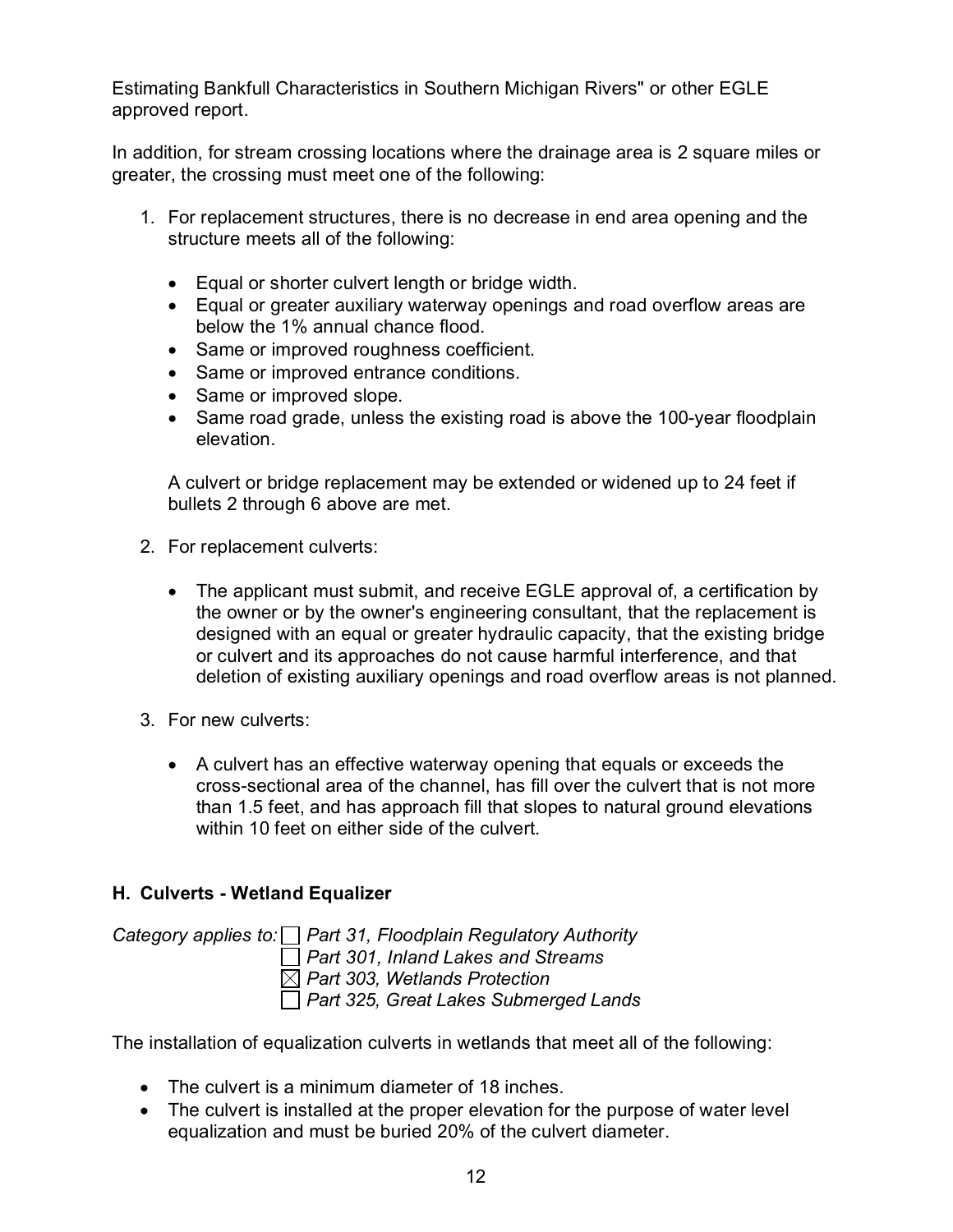Estimating Bankfull Characteristics in Southern Michigan Rivers" or other EGLE approved report.

In addition, for stream crossing locations where the drainage area is 2 square miles or greater, the crossing must meet one of the following:

1. For replacement structures, there is no decrease in end area opening and the structure meets all of the following:

   - Equal or shorter culvert length or bridge width.
   - Equal or greater auxiliary waterway openings and road overflow areas are below the 1% annual chance flood.
   - Same or improved roughness coefficient.
   - Same or improved entrance conditions.
   - Same or improved slope.
   - Same road grade, unless the existing road is above the 100-year floodplain elevation.

   A culvert or bridge replacement may be extended or widened up to 24 feet if bullets 2 through 6 above are met.

2. For replacement culverts:

   - The applicant must submit, and receive EGLE approval of, a certification by the owner or by the owner's engineering consultant, that the replacement is designed with an equal or greater hydraulic capacity, that the existing bridge or culvert and its approaches do not cause harmful interference, and that deletion of existing auxiliary openings and road overflow areas is not planned.

3. For new culverts:

   - A culvert has an effective waterway opening that equals or exceeds the cross-sectional area of the channel, has fill over the culvert that is not more than 1.5 feet, and has approach fill that slopes to natural ground elevations within 10 feet on either side of the culvert.

### H. Culverts - Wetland Equalizer

*Category applies to:* ☐ *Part 31, Floodplain Regulatory Authority*
☐ *Part 301, Inland Lakes and Streams*
☒ *Part 303, Wetlands Protection*
☐ *Part 325, Great Lakes Submerged Lands*

The installation of equalization culverts in wetlands that meet all of the following:

- The culvert is a minimum diameter of 18 inches.
- The culvert is installed at the proper elevation for the purpose of water level equalization and must be buried 20% of the culvert diameter.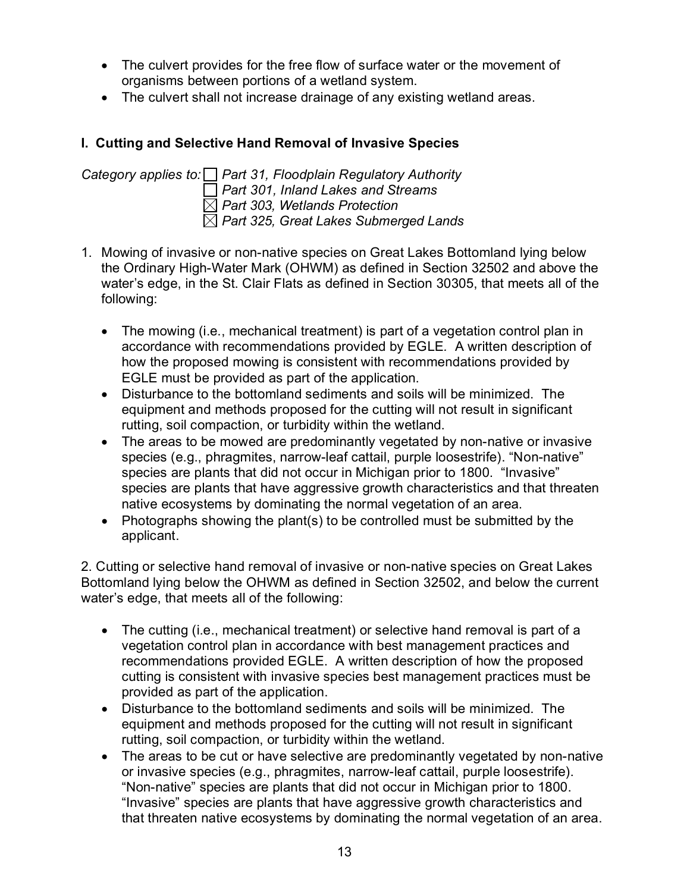- The culvert provides for the free flow of surface water or the movement of organisms between portions of a wetland system.
- The culvert shall not increase drainage of any existing wetland areas.

### I. Cutting and Selective Hand Removal of Invasive Species

*Category applies to:* ☐ *Part 31, Floodplain Regulatory Authority*
☐ *Part 301, Inland Lakes and Streams*
☒ *Part 303, Wetlands Protection*
☒ *Part 325, Great Lakes Submerged Lands*

1. Mowing of invasive or non-native species on Great Lakes Bottomland lying below the Ordinary High-Water Mark (OHWM) as defined in Section 32502 and above the water's edge, in the St. Clair Flats as defined in Section 30305, that meets all of the following:

   - The mowing (i.e., mechanical treatment) is part of a vegetation control plan in accordance with recommendations provided by EGLE. A written description of how the proposed mowing is consistent with recommendations provided by EGLE must be provided as part of the application.
   - Disturbance to the bottomland sediments and soils will be minimized. The equipment and methods proposed for the cutting will not result in significant rutting, soil compaction, or turbidity within the wetland.
   - The areas to be mowed are predominantly vegetated by non-native or invasive species (e.g., phragmites, narrow-leaf cattail, purple loosestrife). "Non-native" species are plants that did not occur in Michigan prior to 1800. "Invasive" species are plants that have aggressive growth characteristics and that threaten native ecosystems by dominating the normal vegetation of an area.
   - Photographs showing the plant(s) to be controlled must be submitted by the applicant.

2. Cutting or selective hand removal of invasive or non-native species on Great Lakes Bottomland lying below the OHWM as defined in Section 32502, and below the current water's edge, that meets all of the following:

   - The cutting (i.e., mechanical treatment) or selective hand removal is part of a vegetation control plan in accordance with best management practices and recommendations provided EGLE. A written description of how the proposed cutting is consistent with invasive species best management practices must be provided as part of the application.
   - Disturbance to the bottomland sediments and soils will be minimized. The equipment and methods proposed for the cutting will not result in significant rutting, soil compaction, or turbidity within the wetland.
   - The areas to be cut or have selective are predominantly vegetated by non-native or invasive species (e.g., phragmites, narrow-leaf cattail, purple loosestrife). "Non-native" species are plants that did not occur in Michigan prior to 1800. "Invasive" species are plants that have aggressive growth characteristics and that threaten native ecosystems by dominating the normal vegetation of an area.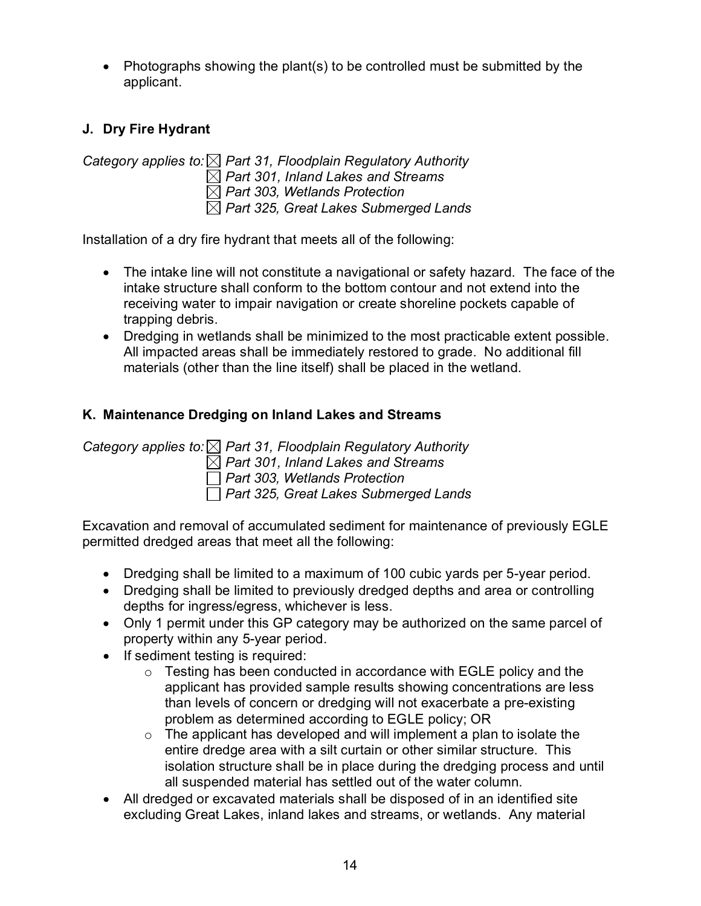- Photographs showing the plant(s) to be controlled must be submitted by the applicant.

### J. Dry Fire Hydrant

*Category applies to:* ☒ *Part 31, Floodplain Regulatory Authority*
☒ *Part 301, Inland Lakes and Streams*
☒ *Part 303, Wetlands Protection*
☒ *Part 325, Great Lakes Submerged Lands*

Installation of a dry fire hydrant that meets all of the following:

- The intake line will not constitute a navigational or safety hazard. The face of the intake structure shall conform to the bottom contour and not extend into the receiving water to impair navigation or create shoreline pockets capable of trapping debris.
- Dredging in wetlands shall be minimized to the most practicable extent possible. All impacted areas shall be immediately restored to grade. No additional fill materials (other than the line itself) shall be placed in the wetland.

### K. Maintenance Dredging on Inland Lakes and Streams

*Category applies to:* ☒ *Part 31, Floodplain Regulatory Authority*
☒ *Part 301, Inland Lakes and Streams*
☐ *Part 303, Wetlands Protection*
☐ *Part 325, Great Lakes Submerged Lands*

Excavation and removal of accumulated sediment for maintenance of previously EGLE permitted dredged areas that meet all the following:

- Dredging shall be limited to a maximum of 100 cubic yards per 5-year period.
- Dredging shall be limited to previously dredged depths and area or controlling depths for ingress/egress, whichever is less.
- Only 1 permit under this GP category may be authorized on the same parcel of property within any 5-year period.
- If sediment testing is required:
  - Testing has been conducted in accordance with EGLE policy and the applicant has provided sample results showing concentrations are less than levels of concern or dredging will not exacerbate a pre-existing problem as determined according to EGLE policy; OR
  - The applicant has developed and will implement a plan to isolate the entire dredge area with a silt curtain or other similar structure. This isolation structure shall be in place during the dredging process and until all suspended material has settled out of the water column.
- All dredged or excavated materials shall be disposed of in an identified site excluding Great Lakes, inland lakes and streams, or wetlands. Any material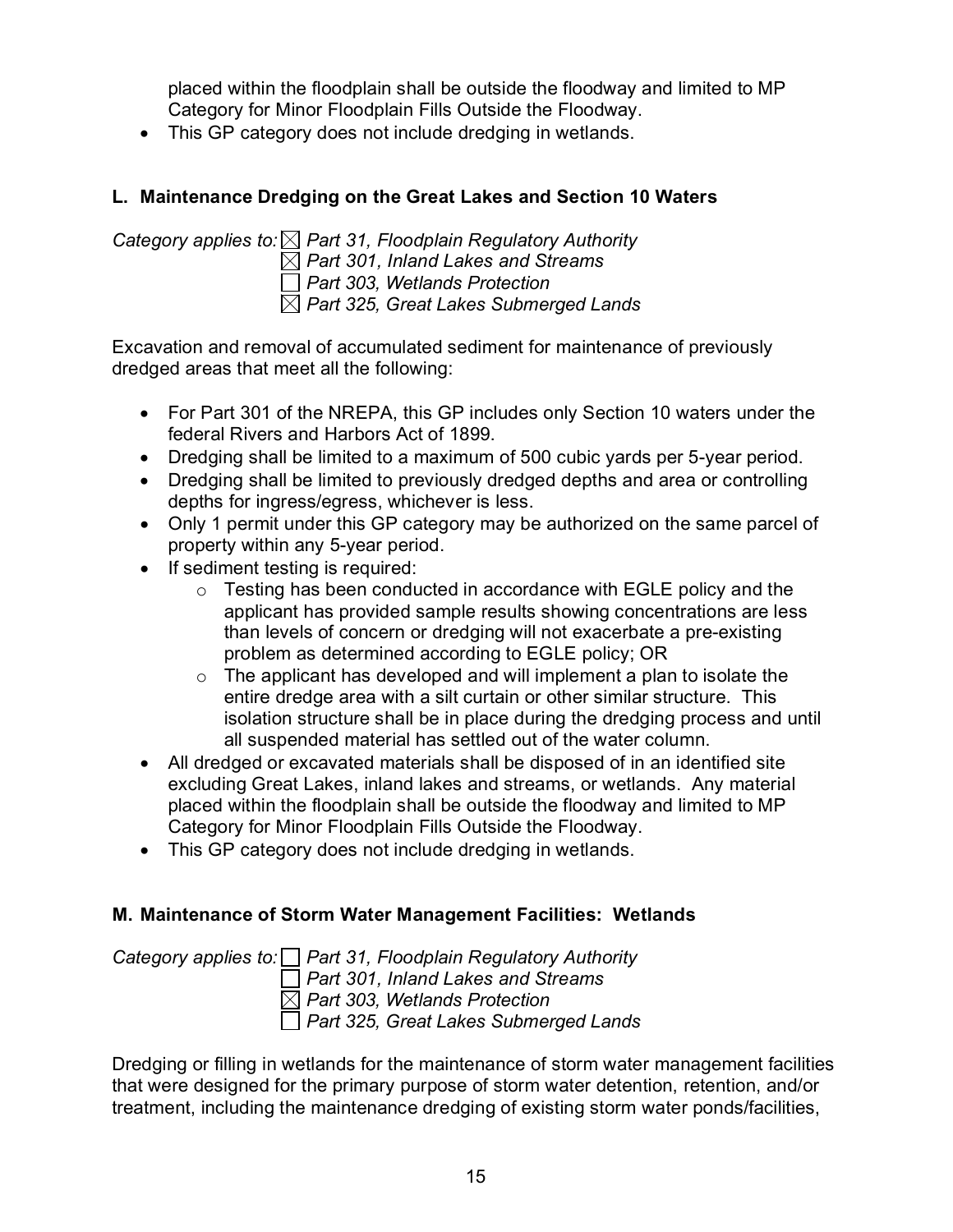placed within the floodplain shall be outside the floodway and limited to MP Category for Minor Floodplain Fills Outside the Floodway.

- This GP category does not include dredging in wetlands.

### L. Maintenance Dredging on the Great Lakes and Section 10 Waters

*Category applies to:* ☒ *Part 31, Floodplain Regulatory Authority*
☒ *Part 301, Inland Lakes and Streams*
☐ *Part 303, Wetlands Protection*
☒ *Part 325, Great Lakes Submerged Lands*

Excavation and removal of accumulated sediment for maintenance of previously dredged areas that meet all the following:

- For Part 301 of the NREPA, this GP includes only Section 10 waters under the federal Rivers and Harbors Act of 1899.
- Dredging shall be limited to a maximum of 500 cubic yards per 5-year period.
- Dredging shall be limited to previously dredged depths and area or controlling depths for ingress/egress, whichever is less.
- Only 1 permit under this GP category may be authorized on the same parcel of property within any 5-year period.
- If sediment testing is required:
  - Testing has been conducted in accordance with EGLE policy and the applicant has provided sample results showing concentrations are less than levels of concern or dredging will not exacerbate a pre-existing problem as determined according to EGLE policy; OR
  - The applicant has developed and will implement a plan to isolate the entire dredge area with a silt curtain or other similar structure. This isolation structure shall be in place during the dredging process and until all suspended material has settled out of the water column.
- All dredged or excavated materials shall be disposed of in an identified site excluding Great Lakes, inland lakes and streams, or wetlands. Any material placed within the floodplain shall be outside the floodway and limited to MP Category for Minor Floodplain Fills Outside the Floodway.
- This GP category does not include dredging in wetlands.

### M. Maintenance of Storm Water Management Facilities: Wetlands

*Category applies to:* ☐ *Part 31, Floodplain Regulatory Authority*
☐ *Part 301, Inland Lakes and Streams*
☒ *Part 303, Wetlands Protection*
☐ *Part 325, Great Lakes Submerged Lands*

Dredging or filling in wetlands for the maintenance of storm water management facilities that were designed for the primary purpose of storm water detention, retention, and/or treatment, including the maintenance dredging of existing storm water ponds/facilities,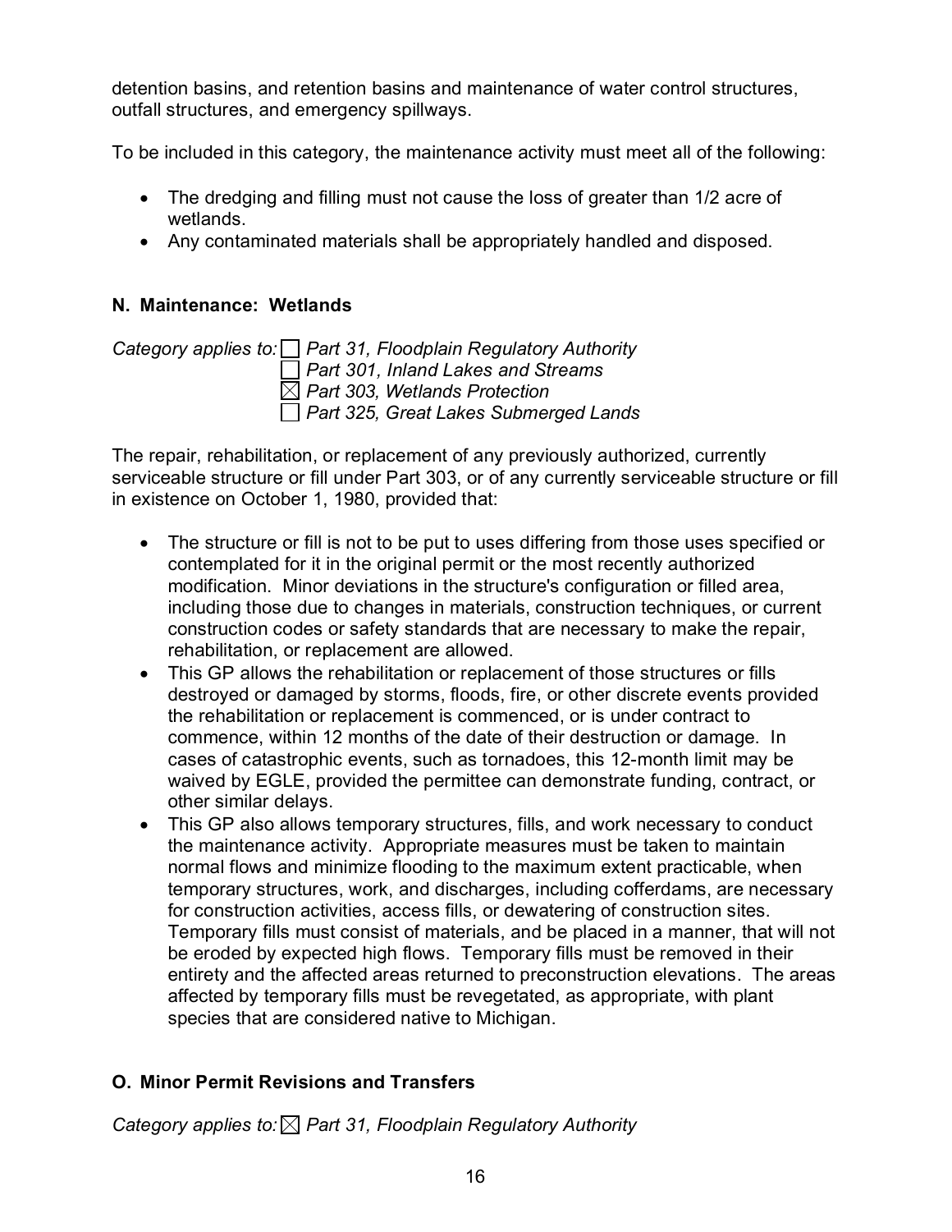detention basins, and retention basins and maintenance of water control structures, outfall structures, and emergency spillways.

To be included in this category, the maintenance activity must meet all of the following:

- The dredging and filling must not cause the loss of greater than 1/2 acre of wetlands.
- Any contaminated materials shall be appropriately handled and disposed.

**N. Maintenance: Wetlands**

*Category applies to:* ☐ *Part 31, Floodplain Regulatory Authority*
☐ *Part 301, Inland Lakes and Streams*
☒ *Part 303, Wetlands Protection*
☐ *Part 325, Great Lakes Submerged Lands*

The repair, rehabilitation, or replacement of any previously authorized, currently serviceable structure or fill under Part 303, or of any currently serviceable structure or fill in existence on October 1, 1980, provided that:

- The structure or fill is not to be put to uses differing from those uses specified or contemplated for it in the original permit or the most recently authorized modification. Minor deviations in the structure's configuration or filled area, including those due to changes in materials, construction techniques, or current construction codes or safety standards that are necessary to make the repair, rehabilitation, or replacement are allowed.
- This GP allows the rehabilitation or replacement of those structures or fills destroyed or damaged by storms, floods, fire, or other discrete events provided the rehabilitation or replacement is commenced, or is under contract to commence, within 12 months of the date of their destruction or damage. In cases of catastrophic events, such as tornadoes, this 12-month limit may be waived by EGLE, provided the permittee can demonstrate funding, contract, or other similar delays.
- This GP also allows temporary structures, fills, and work necessary to conduct the maintenance activity. Appropriate measures must be taken to maintain normal flows and minimize flooding to the maximum extent practicable, when temporary structures, work, and discharges, including cofferdams, are necessary for construction activities, access fills, or dewatering of construction sites. Temporary fills must consist of materials, and be placed in a manner, that will not be eroded by expected high flows. Temporary fills must be removed in their entirety and the affected areas returned to preconstruction elevations. The areas affected by temporary fills must be revegetated, as appropriate, with plant species that are considered native to Michigan.

**O. Minor Permit Revisions and Transfers**

*Category applies to:* ☒ *Part 31, Floodplain Regulatory Authority*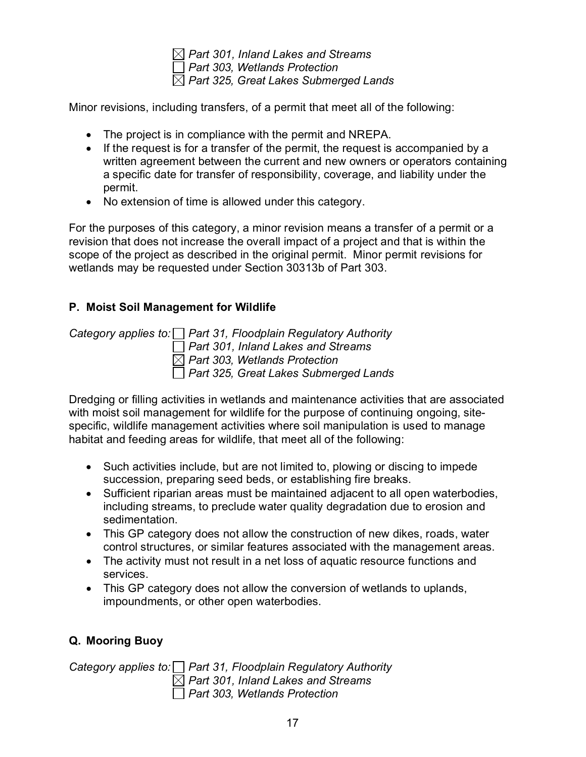☒ *Part 301, Inland Lakes and Streams*
☐ *Part 303, Wetlands Protection*
☒ *Part 325, Great Lakes Submerged Lands*

Minor revisions, including transfers, of a permit that meet all of the following:

- The project is in compliance with the permit and NREPA.
- If the request is for a transfer of the permit, the request is accompanied by a written agreement between the current and new owners or operators containing a specific date for transfer of responsibility, coverage, and liability under the permit.
- No extension of time is allowed under this category.

For the purposes of this category, a minor revision means a transfer of a permit or a revision that does not increase the overall impact of a project and that is within the scope of the project as described in the original permit. Minor permit revisions for wetlands may be requested under Section 30313b of Part 303.

### P. Moist Soil Management for Wildlife

*Category applies to:* ☐ *Part 31, Floodplain Regulatory Authority*
☐ *Part 301, Inland Lakes and Streams*
☒ *Part 303, Wetlands Protection*
☐ *Part 325, Great Lakes Submerged Lands*

Dredging or filling activities in wetlands and maintenance activities that are associated with moist soil management for wildlife for the purpose of continuing ongoing, site-specific, wildlife management activities where soil manipulation is used to manage habitat and feeding areas for wildlife, that meet all of the following:

- Such activities include, but are not limited to, plowing or discing to impede succession, preparing seed beds, or establishing fire breaks.
- Sufficient riparian areas must be maintained adjacent to all open waterbodies, including streams, to preclude water quality degradation due to erosion and sedimentation.
- This GP category does not allow the construction of new dikes, roads, water control structures, or similar features associated with the management areas.
- The activity must not result in a net loss of aquatic resource functions and services.
- This GP category does not allow the conversion of wetlands to uplands, impoundments, or other open waterbodies.

### Q. Mooring Buoy

*Category applies to:* ☐ *Part 31, Floodplain Regulatory Authority*
☒ *Part 301, Inland Lakes and Streams*
☐ *Part 303, Wetlands Protection*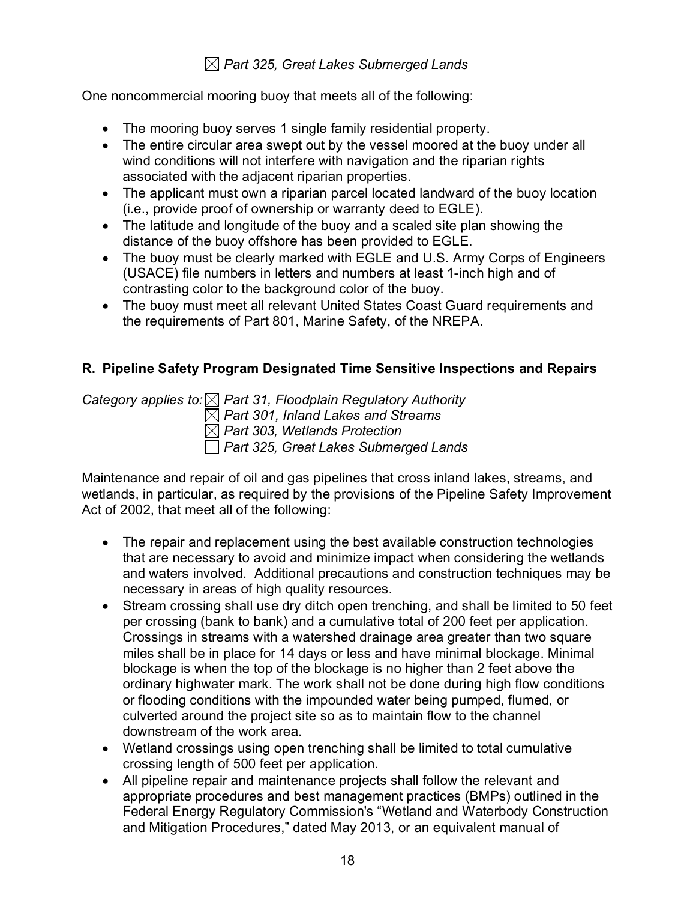☒ *Part 325, Great Lakes Submerged Lands*

One noncommercial mooring buoy that meets all of the following:

- The mooring buoy serves 1 single family residential property.
- The entire circular area swept out by the vessel moored at the buoy under all wind conditions will not interfere with navigation and the riparian rights associated with the adjacent riparian properties.
- The applicant must own a riparian parcel located landward of the buoy location (i.e., provide proof of ownership or warranty deed to EGLE).
- The latitude and longitude of the buoy and a scaled site plan showing the distance of the buoy offshore has been provided to EGLE.
- The buoy must be clearly marked with EGLE and U.S. Army Corps of Engineers (USACE) file numbers in letters and numbers at least 1-inch high and of contrasting color to the background color of the buoy.
- The buoy must meet all relevant United States Coast Guard requirements and the requirements of Part 801, Marine Safety, of the NREPA.

**R. Pipeline Safety Program Designated Time Sensitive Inspections and Repairs**

*Category applies to:* ☒ *Part 31, Floodplain Regulatory Authority*
☒ *Part 301, Inland Lakes and Streams*
☒ *Part 303, Wetlands Protection*
☐ *Part 325, Great Lakes Submerged Lands*

Maintenance and repair of oil and gas pipelines that cross inland lakes, streams, and wetlands, in particular, as required by the provisions of the Pipeline Safety Improvement Act of 2002, that meet all of the following:

- The repair and replacement using the best available construction technologies that are necessary to avoid and minimize impact when considering the wetlands and waters involved. Additional precautions and construction techniques may be necessary in areas of high quality resources.
- Stream crossing shall use dry ditch open trenching, and shall be limited to 50 feet per crossing (bank to bank) and a cumulative total of 200 feet per application. Crossings in streams with a watershed drainage area greater than two square miles shall be in place for 14 days or less and have minimal blockage. Minimal blockage is when the top of the blockage is no higher than 2 feet above the ordinary highwater mark. The work shall not be done during high flow conditions or flooding conditions with the impounded water being pumped, flumed, or culverted around the project site so as to maintain flow to the channel downstream of the work area.
- Wetland crossings using open trenching shall be limited to total cumulative crossing length of 500 feet per application.
- All pipeline repair and maintenance projects shall follow the relevant and appropriate procedures and best management practices (BMPs) outlined in the Federal Energy Regulatory Commission's "Wetland and Waterbody Construction and Mitigation Procedures," dated May 2013, or an equivalent manual of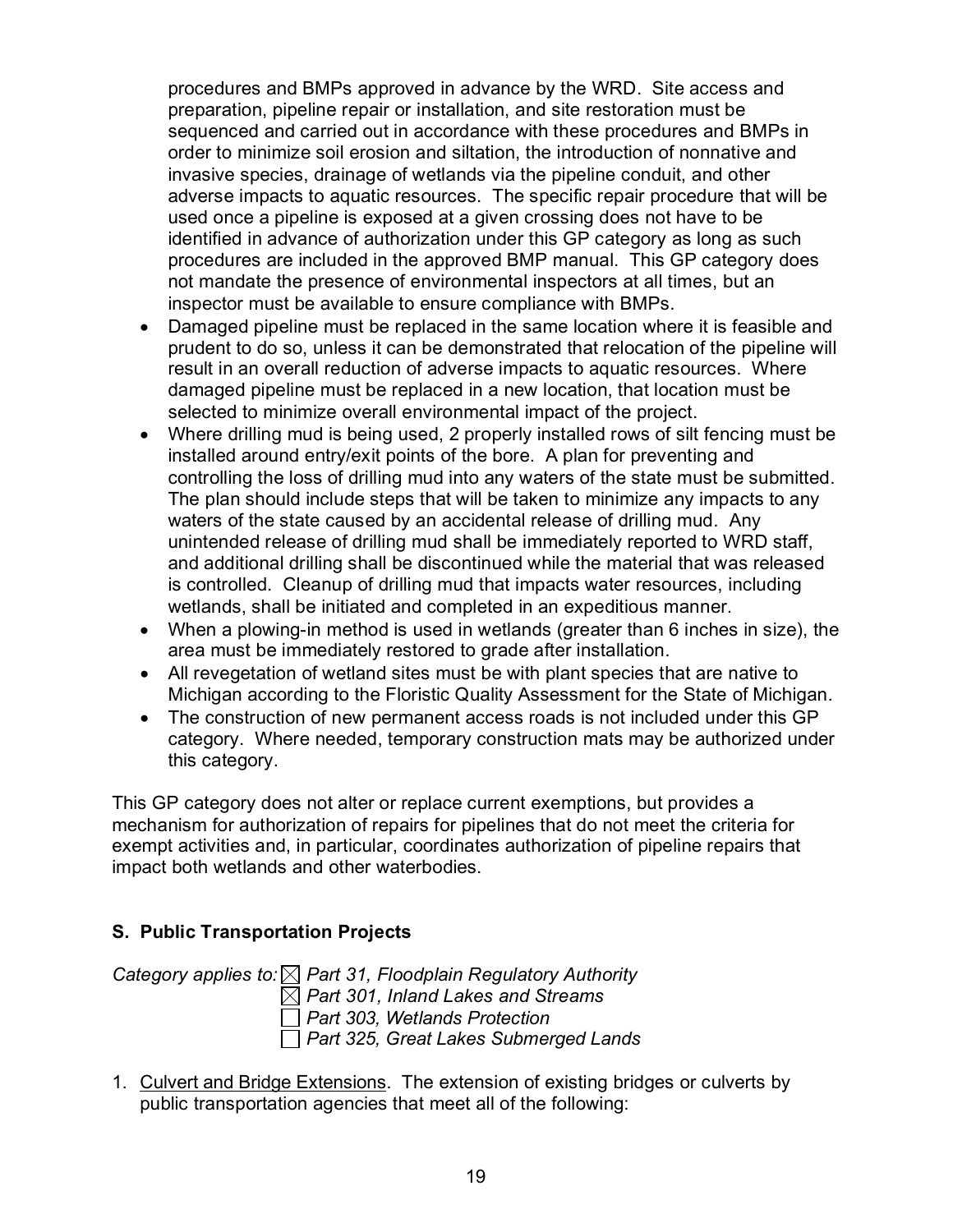procedures and BMPs approved in advance by the WRD. Site access and preparation, pipeline repair or installation, and site restoration must be sequenced and carried out in accordance with these procedures and BMPs in order to minimize soil erosion and siltation, the introduction of nonnative and invasive species, drainage of wetlands via the pipeline conduit, and other adverse impacts to aquatic resources. The specific repair procedure that will be used once a pipeline is exposed at a given crossing does not have to be identified in advance of authorization under this GP category as long as such procedures are included in the approved BMP manual. This GP category does not mandate the presence of environmental inspectors at all times, but an inspector must be available to ensure compliance with BMPs.

- Damaged pipeline must be replaced in the same location where it is feasible and prudent to do so, unless it can be demonstrated that relocation of the pipeline will result in an overall reduction of adverse impacts to aquatic resources. Where damaged pipeline must be replaced in a new location, that location must be selected to minimize overall environmental impact of the project.
- Where drilling mud is being used, 2 properly installed rows of silt fencing must be installed around entry/exit points of the bore. A plan for preventing and controlling the loss of drilling mud into any waters of the state must be submitted. The plan should include steps that will be taken to minimize any impacts to any waters of the state caused by an accidental release of drilling mud. Any unintended release of drilling mud shall be immediately reported to WRD staff, and additional drilling shall be discontinued while the material that was released is controlled. Cleanup of drilling mud that impacts water resources, including wetlands, shall be initiated and completed in an expeditious manner.
- When a plowing-in method is used in wetlands (greater than 6 inches in size), the area must be immediately restored to grade after installation.
- All revegetation of wetland sites must be with plant species that are native to Michigan according to the Floristic Quality Assessment for the State of Michigan.
- The construction of new permanent access roads is not included under this GP category. Where needed, temporary construction mats may be authorized under this category.

This GP category does not alter or replace current exemptions, but provides a mechanism for authorization of repairs for pipelines that do not meet the criteria for exempt activities and, in particular, coordinates authorization of pipeline repairs that impact both wetlands and other waterbodies.

## S. Public Transportation Projects

*Category applies to:* ☒ *Part 31, Floodplain Regulatory Authority*
☒ *Part 301, Inland Lakes and Streams*
☐ *Part 303, Wetlands Protection*
☐ *Part 325, Great Lakes Submerged Lands*

1. Culvert and Bridge Extensions. The extension of existing bridges or culverts by public transportation agencies that meet all of the following: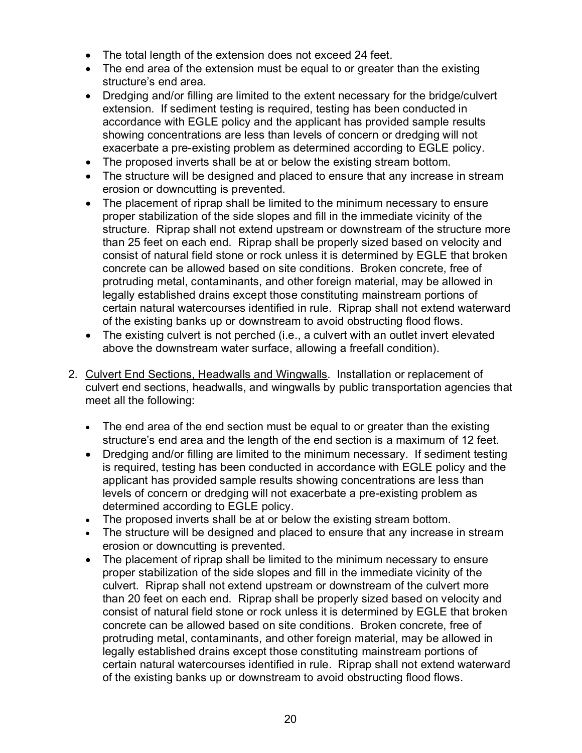- The total length of the extension does not exceed 24 feet.
- The end area of the extension must be equal to or greater than the existing structure's end area.
- Dredging and/or filling are limited to the extent necessary for the bridge/culvert extension. If sediment testing is required, testing has been conducted in accordance with EGLE policy and the applicant has provided sample results showing concentrations are less than levels of concern or dredging will not exacerbate a pre-existing problem as determined according to EGLE policy.
- The proposed inverts shall be at or below the existing stream bottom.
- The structure will be designed and placed to ensure that any increase in stream erosion or downcutting is prevented.
- The placement of riprap shall be limited to the minimum necessary to ensure proper stabilization of the side slopes and fill in the immediate vicinity of the structure. Riprap shall not extend upstream or downstream of the structure more than 25 feet on each end. Riprap shall be properly sized based on velocity and consist of natural field stone or rock unless it is determined by EGLE that broken concrete can be allowed based on site conditions. Broken concrete, free of protruding metal, contaminants, and other foreign material, may be allowed in legally established drains except those constituting mainstream portions of certain natural watercourses identified in rule. Riprap shall not extend waterward of the existing banks up or downstream to avoid obstructing flood flows.
- The existing culvert is not perched (i.e., a culvert with an outlet invert elevated above the downstream water surface, allowing a freefall condition).

2. <u>Culvert End Sections, Headwalls and Wingwalls</u>. Installation or replacement of culvert end sections, headwalls, and wingwalls by public transportation agencies that meet all the following:

   - The end area of the end section must be equal to or greater than the existing structure's end area and the length of the end section is a maximum of 12 feet.
   - Dredging and/or filling are limited to the minimum necessary. If sediment testing is required, testing has been conducted in accordance with EGLE policy and the applicant has provided sample results showing concentrations are less than levels of concern or dredging will not exacerbate a pre-existing problem as determined according to EGLE policy.
   - The proposed inverts shall be at or below the existing stream bottom.
   - The structure will be designed and placed to ensure that any increase in stream erosion or downcutting is prevented.
   - The placement of riprap shall be limited to the minimum necessary to ensure proper stabilization of the side slopes and fill in the immediate vicinity of the culvert. Riprap shall not extend upstream or downstream of the culvert more than 20 feet on each end. Riprap shall be properly sized based on velocity and consist of natural field stone or rock unless it is determined by EGLE that broken concrete can be allowed based on site conditions. Broken concrete, free of protruding metal, contaminants, and other foreign material, may be allowed in legally established drains except those constituting mainstream portions of certain natural watercourses identified in rule. Riprap shall not extend waterward of the existing banks up or downstream to avoid obstructing flood flows.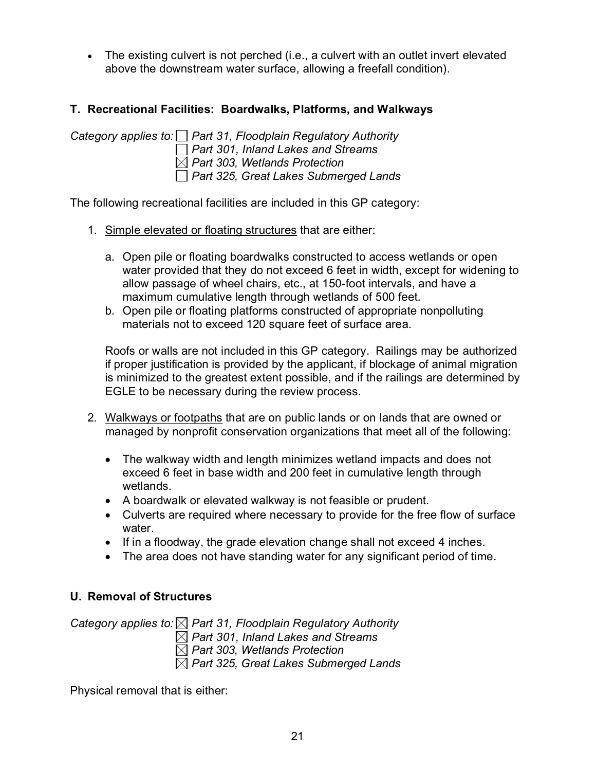- The existing culvert is not perched (i.e., a culvert with an outlet invert elevated above the downstream water surface, allowing a freefall condition).

### T. Recreational Facilities: Boardwalks, Platforms, and Walkways

*Category applies to:* ☐ *Part 31, Floodplain Regulatory Authority*
☐ *Part 301, Inland Lakes and Streams*
☒ *Part 303, Wetlands Protection*
☐ *Part 325, Great Lakes Submerged Lands*

The following recreational facilities are included in this GP category:

1. Simple elevated or floating structures that are either:

   a. Open pile or floating boardwalks constructed to access wetlands or open water provided that they do not exceed 6 feet in width, except for widening to allow passage of wheel chairs, etc., at 150-foot intervals, and have a maximum cumulative length through wetlands of 500 feet.
   b. Open pile or floating platforms constructed of appropriate nonpolluting materials not to exceed 120 square feet of surface area.

   Roofs or walls are not included in this GP category. Railings may be authorized if proper justification is provided by the applicant, if blockage of animal migration is minimized to the greatest extent possible, and if the railings are determined by EGLE to be necessary during the review process.

2. Walkways or footpaths that are on public lands or on lands that are owned or managed by nonprofit conservation organizations that meet all of the following:

   - The walkway width and length minimizes wetland impacts and does not exceed 6 feet in base width and 200 feet in cumulative length through wetlands.
   - A boardwalk or elevated walkway is not feasible or prudent.
   - Culverts are required where necessary to provide for the free flow of surface water.
   - If in a floodway, the grade elevation change shall not exceed 4 inches.
   - The area does not have standing water for any significant period of time.

### U. Removal of Structures

*Category applies to:* ☒ *Part 31, Floodplain Regulatory Authority*
☒ *Part 301, Inland Lakes and Streams*
☒ *Part 303, Wetlands Protection*
☒ *Part 325, Great Lakes Submerged Lands*

Physical removal that is either: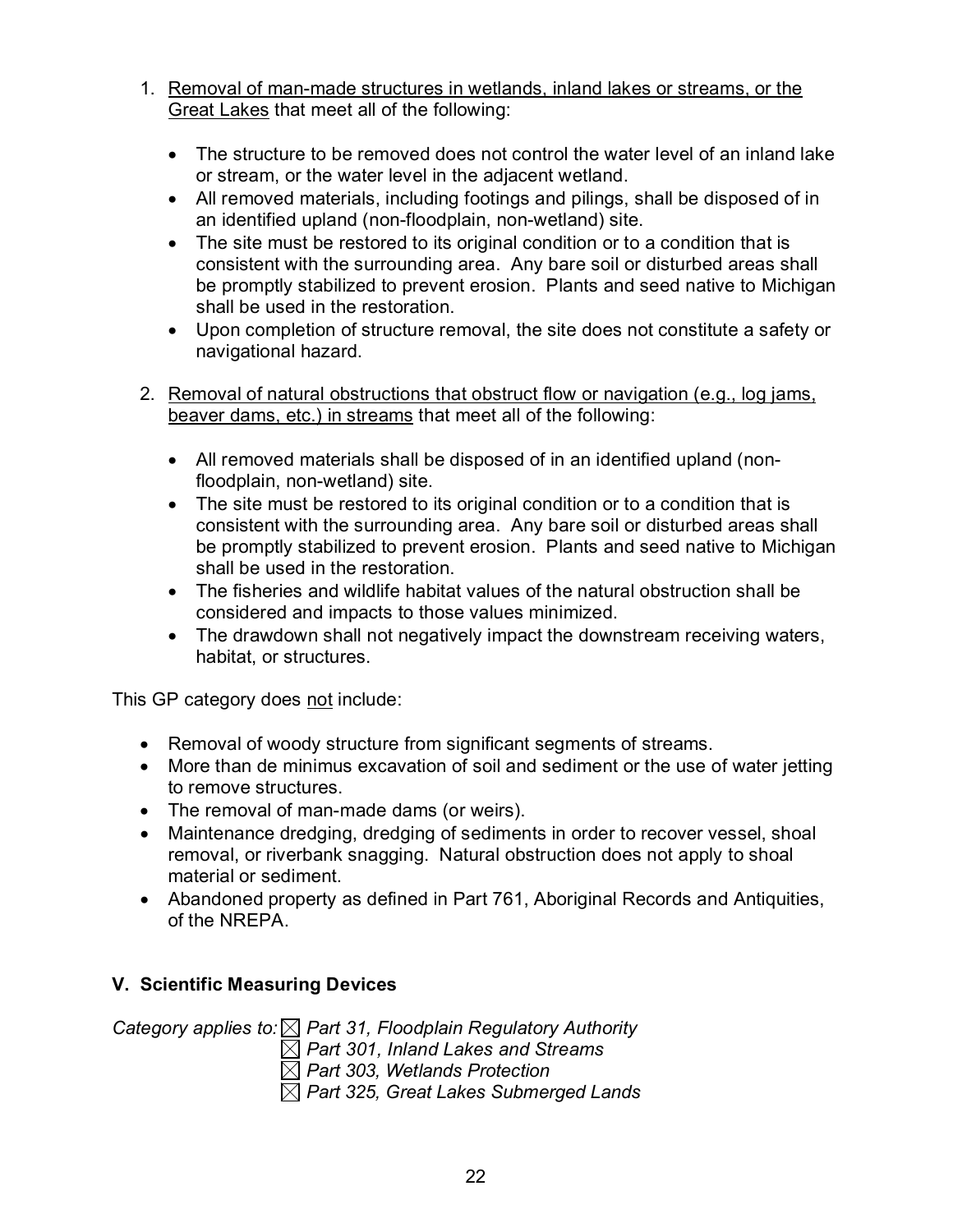1. <u>Removal of man-made structures in wetlands, inland lakes or streams, or the Great Lakes</u> that meet all of the following:

   - The structure to be removed does not control the water level of an inland lake or stream, or the water level in the adjacent wetland.
   - All removed materials, including footings and pilings, shall be disposed of in an identified upland (non-floodplain, non-wetland) site.
   - The site must be restored to its original condition or to a condition that is consistent with the surrounding area. Any bare soil or disturbed areas shall be promptly stabilized to prevent erosion. Plants and seed native to Michigan shall be used in the restoration.
   - Upon completion of structure removal, the site does not constitute a safety or navigational hazard.

2. <u>Removal of natural obstructions that obstruct flow or navigation (e.g., log jams, beaver dams, etc.) in streams</u> that meet all of the following:

   - All removed materials shall be disposed of in an identified upland (non-floodplain, non-wetland) site.
   - The site must be restored to its original condition or to a condition that is consistent with the surrounding area. Any bare soil or disturbed areas shall be promptly stabilized to prevent erosion. Plants and seed native to Michigan shall be used in the restoration.
   - The fisheries and wildlife habitat values of the natural obstruction shall be considered and impacts to those values minimized.
   - The drawdown shall not negatively impact the downstream receiving waters, habitat, or structures.

This GP category does <u>not</u> include:

- Removal of woody structure from significant segments of streams.
- More than de minimus excavation of soil and sediment or the use of water jetting to remove structures.
- The removal of man-made dams (or weirs).
- Maintenance dredging, dredging of sediments in order to recover vessel, shoal removal, or riverbank snagging. Natural obstruction does not apply to shoal material or sediment.
- Abandoned property as defined in Part 761, Aboriginal Records and Antiquities, of the NREPA.

### V. Scientific Measuring Devices

*Category applies to:* ☒ *Part 31, Floodplain Regulatory Authority*
☒ *Part 301, Inland Lakes and Streams*
☒ *Part 303, Wetlands Protection*
☒ *Part 325, Great Lakes Submerged Lands*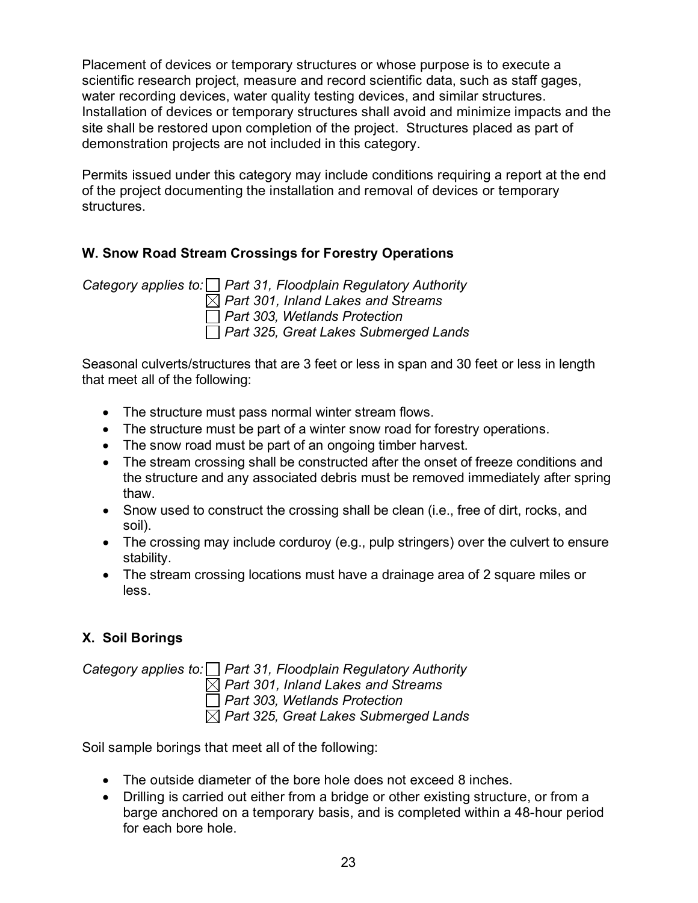Placement of devices or temporary structures or whose purpose is to execute a scientific research project, measure and record scientific data, such as staff gages, water recording devices, water quality testing devices, and similar structures. Installation of devices or temporary structures shall avoid and minimize impacts and the site shall be restored upon completion of the project. Structures placed as part of demonstration projects are not included in this category.

Permits issued under this category may include conditions requiring a report at the end of the project documenting the installation and removal of devices or temporary structures.

### W. Snow Road Stream Crossings for Forestry Operations

*Category applies to:* ☐ *Part 31, Floodplain Regulatory Authority*
☒ *Part 301, Inland Lakes and Streams*
☐ *Part 303, Wetlands Protection*
☐ *Part 325, Great Lakes Submerged Lands*

Seasonal culverts/structures that are 3 feet or less in span and 30 feet or less in length that meet all of the following:

- The structure must pass normal winter stream flows.
- The structure must be part of a winter snow road for forestry operations.
- The snow road must be part of an ongoing timber harvest.
- The stream crossing shall be constructed after the onset of freeze conditions and the structure and any associated debris must be removed immediately after spring thaw.
- Snow used to construct the crossing shall be clean (i.e., free of dirt, rocks, and soil).
- The crossing may include corduroy (e.g., pulp stringers) over the culvert to ensure stability.
- The stream crossing locations must have a drainage area of 2 square miles or less.

### X. Soil Borings

*Category applies to:* ☐ *Part 31, Floodplain Regulatory Authority*
☒ *Part 301, Inland Lakes and Streams*
☐ *Part 303, Wetlands Protection*
☒ *Part 325, Great Lakes Submerged Lands*

Soil sample borings that meet all of the following:

- The outside diameter of the bore hole does not exceed 8 inches.
- Drilling is carried out either from a bridge or other existing structure, or from a barge anchored on a temporary basis, and is completed within a 48-hour period for each bore hole.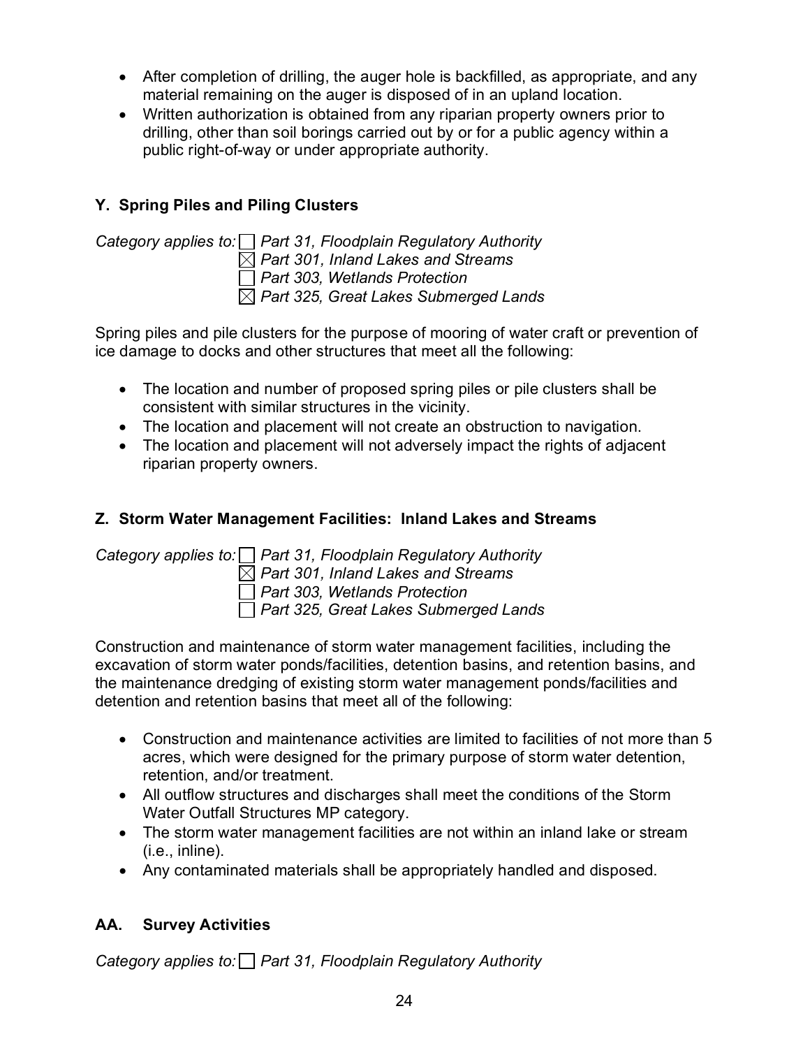- After completion of drilling, the auger hole is backfilled, as appropriate, and any material remaining on the auger is disposed of in an upland location.
- Written authorization is obtained from any riparian property owners prior to drilling, other than soil borings carried out by or for a public agency within a public right-of-way or under appropriate authority.

### Y. Spring Piles and Piling Clusters

*Category applies to:* ☐ *Part 31, Floodplain Regulatory Authority*
☒ *Part 301, Inland Lakes and Streams*
☐ *Part 303, Wetlands Protection*
☒ *Part 325, Great Lakes Submerged Lands*

Spring piles and pile clusters for the purpose of mooring of water craft or prevention of ice damage to docks and other structures that meet all the following:

- The location and number of proposed spring piles or pile clusters shall be consistent with similar structures in the vicinity.
- The location and placement will not create an obstruction to navigation.
- The location and placement will not adversely impact the rights of adjacent riparian property owners.

### Z. Storm Water Management Facilities: Inland Lakes and Streams

*Category applies to:* ☐ *Part 31, Floodplain Regulatory Authority*
☒ *Part 301, Inland Lakes and Streams*
☐ *Part 303, Wetlands Protection*
☐ *Part 325, Great Lakes Submerged Lands*

Construction and maintenance of storm water management facilities, including the excavation of storm water ponds/facilities, detention basins, and retention basins, and the maintenance dredging of existing storm water management ponds/facilities and detention and retention basins that meet all of the following:

- Construction and maintenance activities are limited to facilities of not more than 5 acres, which were designed for the primary purpose of storm water detention, retention, and/or treatment.
- All outflow structures and discharges shall meet the conditions of the Storm Water Outfall Structures MP category.
- The storm water management facilities are not within an inland lake or stream (i.e., inline).
- Any contaminated materials shall be appropriately handled and disposed.

### AA. Survey Activities

*Category applies to:* ☐ *Part 31, Floodplain Regulatory Authority*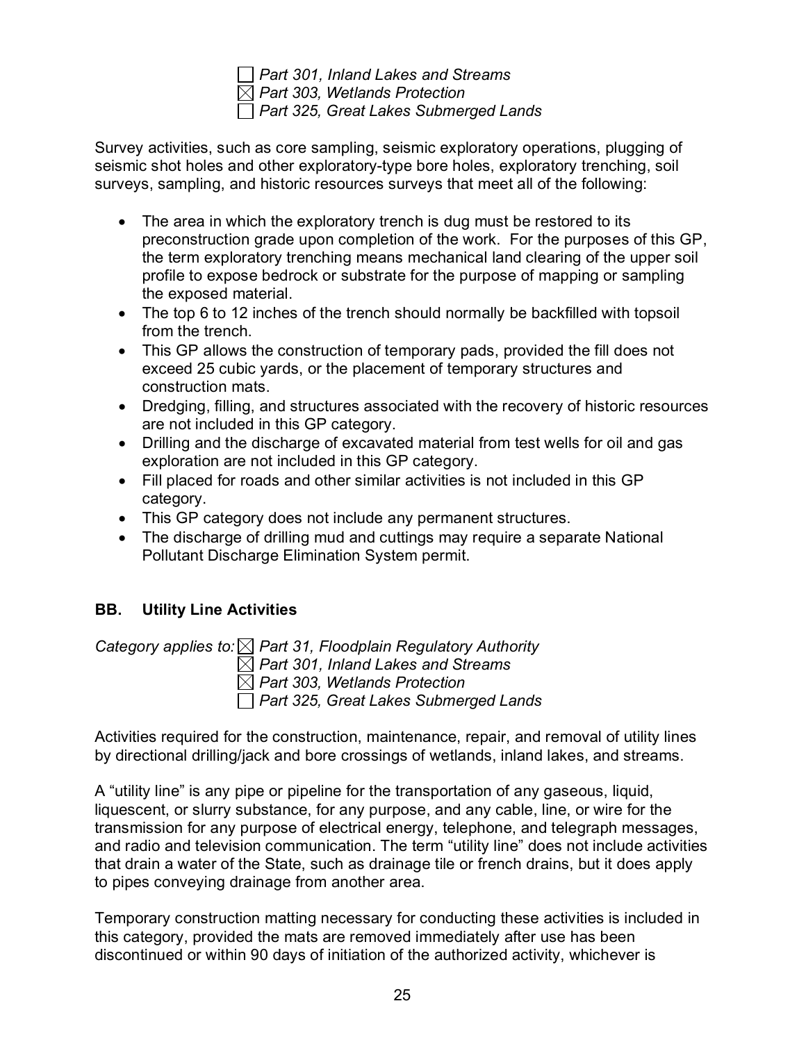☐ *Part 301, Inland Lakes and Streams*
☒ *Part 303, Wetlands Protection*
☐ *Part 325, Great Lakes Submerged Lands*

Survey activities, such as core sampling, seismic exploratory operations, plugging of seismic shot holes and other exploratory-type bore holes, exploratory trenching, soil surveys, sampling, and historic resources surveys that meet all of the following:

- The area in which the exploratory trench is dug must be restored to its preconstruction grade upon completion of the work. For the purposes of this GP, the term exploratory trenching means mechanical land clearing of the upper soil profile to expose bedrock or substrate for the purpose of mapping or sampling the exposed material.
- The top 6 to 12 inches of the trench should normally be backfilled with topsoil from the trench.
- This GP allows the construction of temporary pads, provided the fill does not exceed 25 cubic yards, or the placement of temporary structures and construction mats.
- Dredging, filling, and structures associated with the recovery of historic resources are not included in this GP category.
- Drilling and the discharge of excavated material from test wells for oil and gas exploration are not included in this GP category.
- Fill placed for roads and other similar activities is not included in this GP category.
- This GP category does not include any permanent structures.
- The discharge of drilling mud and cuttings may require a separate National Pollutant Discharge Elimination System permit.

## BB. Utility Line Activities

*Category applies to:* ☒ *Part 31, Floodplain Regulatory Authority*
☒ *Part 301, Inland Lakes and Streams*
☒ *Part 303, Wetlands Protection*
☐ *Part 325, Great Lakes Submerged Lands*

Activities required for the construction, maintenance, repair, and removal of utility lines by directional drilling/jack and bore crossings of wetlands, inland lakes, and streams.

A "utility line" is any pipe or pipeline for the transportation of any gaseous, liquid, liquescent, or slurry substance, for any purpose, and any cable, line, or wire for the transmission for any purpose of electrical energy, telephone, and telegraph messages, and radio and television communication. The term "utility line" does not include activities that drain a water of the State, such as drainage tile or french drains, but it does apply to pipes conveying drainage from another area.

Temporary construction matting necessary for conducting these activities is included in this category, provided the mats are removed immediately after use has been discontinued or within 90 days of initiation of the authorized activity, whichever is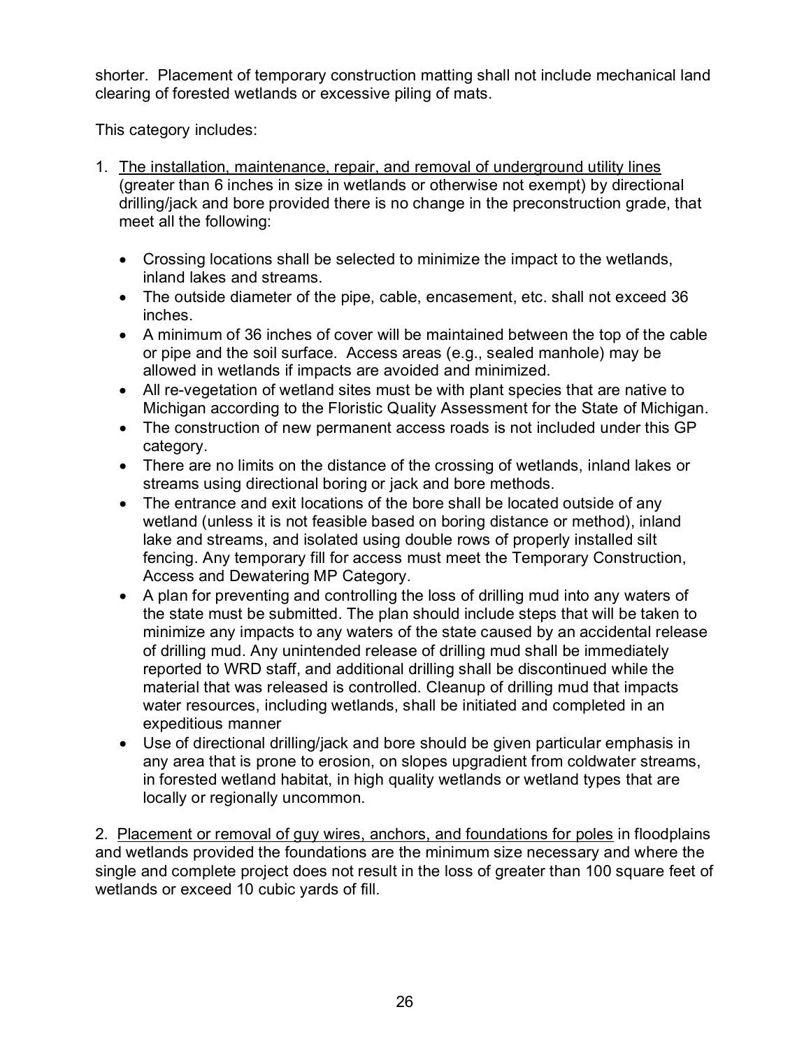shorter. Placement of temporary construction matting shall not include mechanical land clearing of forested wetlands or excessive piling of mats.

This category includes:

1. <u>The installation, maintenance, repair, and removal of underground utility lines</u> (greater than 6 inches in size in wetlands or otherwise not exempt) by directional drilling/jack and bore provided there is no change in the preconstruction grade, that meet all the following:

   - Crossing locations shall be selected to minimize the impact to the wetlands, inland lakes and streams.
   - The outside diameter of the pipe, cable, encasement, etc. shall not exceed 36 inches.
   - A minimum of 36 inches of cover will be maintained between the top of the cable or pipe and the soil surface. Access areas (e.g., sealed manhole) may be allowed in wetlands if impacts are avoided and minimized.
   - All re-vegetation of wetland sites must be with plant species that are native to Michigan according to the Floristic Quality Assessment for the State of Michigan.
   - The construction of new permanent access roads is not included under this GP category.
   - There are no limits on the distance of the crossing of wetlands, inland lakes or streams using directional boring or jack and bore methods.
   - The entrance and exit locations of the bore shall be located outside of any wetland (unless it is not feasible based on boring distance or method), inland lake and streams, and isolated using double rows of properly installed silt fencing. Any temporary fill for access must meet the Temporary Construction, Access and Dewatering MP Category.
   - A plan for preventing and controlling the loss of drilling mud into any waters of the state must be submitted. The plan should include steps that will be taken to minimize any impacts to any waters of the state caused by an accidental release of drilling mud. Any unintended release of drilling mud shall be immediately reported to WRD staff, and additional drilling shall be discontinued while the material that was released is controlled. Cleanup of drilling mud that impacts water resources, including wetlands, shall be initiated and completed in an expeditious manner
   - Use of directional drilling/jack and bore should be given particular emphasis in any area that is prone to erosion, on slopes upgradient from coldwater streams, in forested wetland habitat, in high quality wetlands or wetland types that are locally or regionally uncommon.

2. <u>Placement or removal of guy wires, anchors, and foundations for poles</u> in floodplains and wetlands provided the foundations are the minimum size necessary and where the single and complete project does not result in the loss of greater than 100 square feet of wetlands or exceed 10 cubic yards of fill.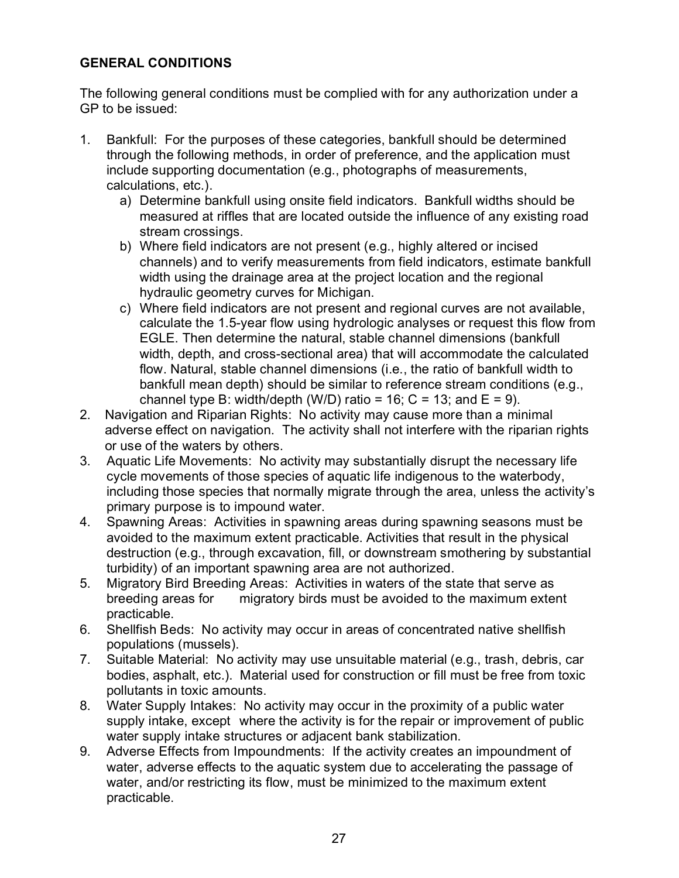**GENERAL CONDITIONS**

The following general conditions must be complied with for any authorization under a GP to be issued:

1. Bankfull: For the purposes of these categories, bankfull should be determined through the following methods, in order of preference, and the application must include supporting documentation (e.g., photographs of measurements, calculations, etc.).
   a) Determine bankfull using onsite field indicators. Bankfull widths should be measured at riffles that are located outside the influence of any existing road stream crossings.
   b) Where field indicators are not present (e.g., highly altered or incised channels) and to verify measurements from field indicators, estimate bankfull width using the drainage area at the project location and the regional hydraulic geometry curves for Michigan.
   c) Where field indicators are not present and regional curves are not available, calculate the 1.5-year flow using hydrologic analyses or request this flow from EGLE. Then determine the natural, stable channel dimensions (bankfull width, depth, and cross-sectional area) that will accommodate the calculated flow. Natural, stable channel dimensions (i.e., the ratio of bankfull width to bankfull mean depth) should be similar to reference stream conditions (e.g., channel type B: width/depth (W/D) ratio = 16; C = 13; and E = 9).
2. Navigation and Riparian Rights: No activity may cause more than a minimal adverse effect on navigation. The activity shall not interfere with the riparian rights or use of the waters by others.
3. Aquatic Life Movements: No activity may substantially disrupt the necessary life cycle movements of those species of aquatic life indigenous to the waterbody, including those species that normally migrate through the area, unless the activity's primary purpose is to impound water.
4. Spawning Areas: Activities in spawning areas during spawning seasons must be avoided to the maximum extent practicable. Activities that result in the physical destruction (e.g., through excavation, fill, or downstream smothering by substantial turbidity) of an important spawning area are not authorized.
5. Migratory Bird Breeding Areas: Activities in waters of the state that serve as breeding areas for migratory birds must be avoided to the maximum extent practicable.
6. Shellfish Beds: No activity may occur in areas of concentrated native shellfish populations (mussels).
7. Suitable Material: No activity may use unsuitable material (e.g., trash, debris, car bodies, asphalt, etc.). Material used for construction or fill must be free from toxic pollutants in toxic amounts.
8. Water Supply Intakes: No activity may occur in the proximity of a public water supply intake, except where the activity is for the repair or improvement of public water supply intake structures or adjacent bank stabilization.
9. Adverse Effects from Impoundments: If the activity creates an impoundment of water, adverse effects to the aquatic system due to accelerating the passage of water, and/or restricting its flow, must be minimized to the maximum extent practicable.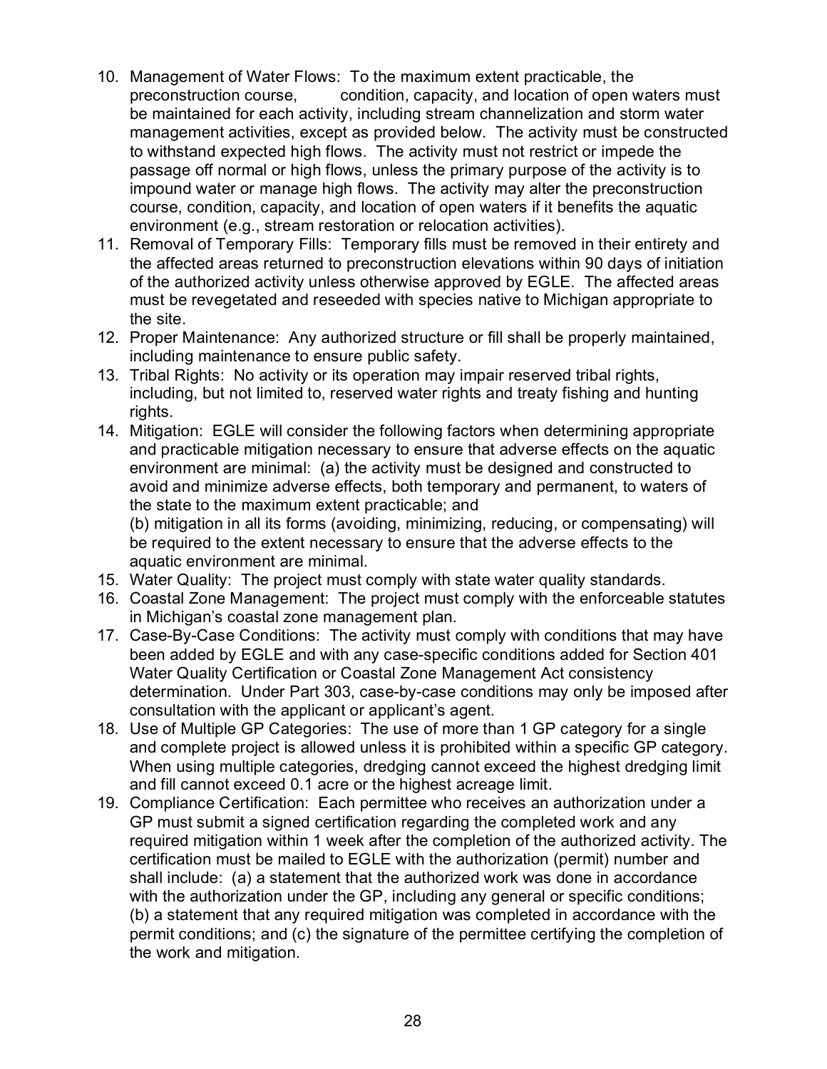10. Management of Water Flows: To the maximum extent practicable, the preconstruction course, condition, capacity, and location of open waters must be maintained for each activity, including stream channelization and storm water management activities, except as provided below. The activity must be constructed to withstand expected high flows. The activity must not restrict or impede the passage off normal or high flows, unless the primary purpose of the activity is to impound water or manage high flows. The activity may alter the preconstruction course, condition, capacity, and location of open waters if it benefits the aquatic environment (e.g., stream restoration or relocation activities).
11. Removal of Temporary Fills: Temporary fills must be removed in their entirety and the affected areas returned to preconstruction elevations within 90 days of initiation of the authorized activity unless otherwise approved by EGLE. The affected areas must be revegetated and reseeded with species native to Michigan appropriate to the site.
12. Proper Maintenance: Any authorized structure or fill shall be properly maintained, including maintenance to ensure public safety.
13. Tribal Rights: No activity or its operation may impair reserved tribal rights, including, but not limited to, reserved water rights and treaty fishing and hunting rights.
14. Mitigation: EGLE will consider the following factors when determining appropriate and practicable mitigation necessary to ensure that adverse effects on the aquatic environment are minimal: (a) the activity must be designed and constructed to avoid and minimize adverse effects, both temporary and permanent, to waters of the state to the maximum extent practicable; and
    (b) mitigation in all its forms (avoiding, minimizing, reducing, or compensating) will be required to the extent necessary to ensure that the adverse effects to the aquatic environment are minimal.
15. Water Quality: The project must comply with state water quality standards.
16. Coastal Zone Management: The project must comply with the enforceable statutes in Michigan's coastal zone management plan.
17. Case-By-Case Conditions: The activity must comply with conditions that may have been added by EGLE and with any case-specific conditions added for Section 401 Water Quality Certification or Coastal Zone Management Act consistency determination. Under Part 303, case-by-case conditions may only be imposed after consultation with the applicant or applicant's agent.
18. Use of Multiple GP Categories: The use of more than 1 GP category for a single and complete project is allowed unless it is prohibited within a specific GP category. When using multiple categories, dredging cannot exceed the highest dredging limit and fill cannot exceed 0.1 acre or the highest acreage limit.
19. Compliance Certification: Each permittee who receives an authorization under a GP must submit a signed certification regarding the completed work and any required mitigation within 1 week after the completion of the authorized activity. The certification must be mailed to EGLE with the authorization (permit) number and shall include: (a) a statement that the authorized work was done in accordance with the authorization under the GP, including any general or specific conditions; (b) a statement that any required mitigation was completed in accordance with the permit conditions; and (c) the signature of the permittee certifying the completion of the work and mitigation.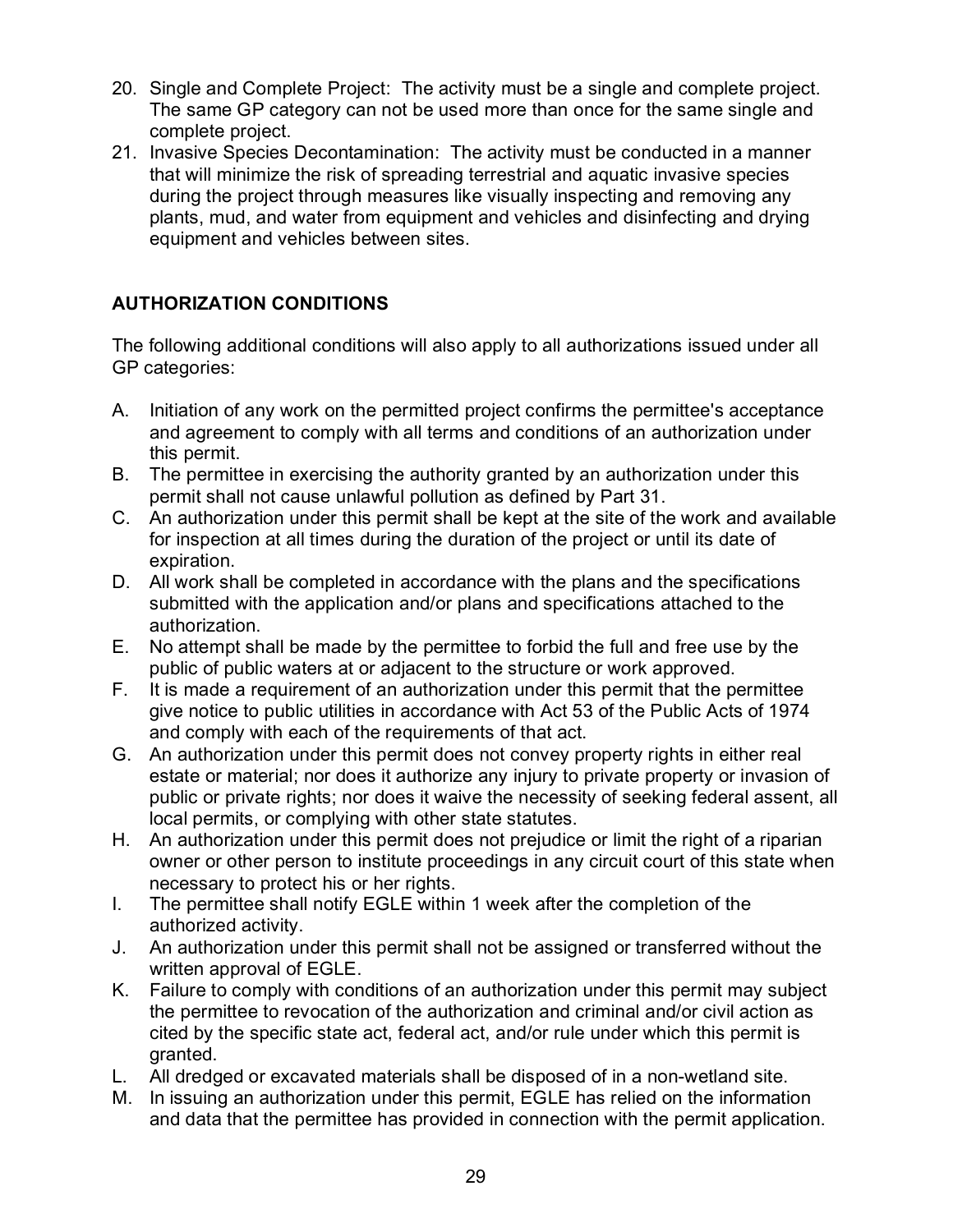20. Single and Complete Project: The activity must be a single and complete project. The same GP category can not be used more than once for the same single and complete project.
21. Invasive Species Decontamination: The activity must be conducted in a manner that will minimize the risk of spreading terrestrial and aquatic invasive species during the project through measures like visually inspecting and removing any plants, mud, and water from equipment and vehicles and disinfecting and drying equipment and vehicles between sites.

## AUTHORIZATION CONDITIONS

The following additional conditions will also apply to all authorizations issued under all GP categories:

A. Initiation of any work on the permitted project confirms the permittee's acceptance and agreement to comply with all terms and conditions of an authorization under this permit.
B. The permittee in exercising the authority granted by an authorization under this permit shall not cause unlawful pollution as defined by Part 31.
C. An authorization under this permit shall be kept at the site of the work and available for inspection at all times during the duration of the project or until its date of expiration.
D. All work shall be completed in accordance with the plans and the specifications submitted with the application and/or plans and specifications attached to the authorization.
E. No attempt shall be made by the permittee to forbid the full and free use by the public of public waters at or adjacent to the structure or work approved.
F. It is made a requirement of an authorization under this permit that the permittee give notice to public utilities in accordance with Act 53 of the Public Acts of 1974 and comply with each of the requirements of that act.
G. An authorization under this permit does not convey property rights in either real estate or material; nor does it authorize any injury to private property or invasion of public or private rights; nor does it waive the necessity of seeking federal assent, all local permits, or complying with other state statutes.
H. An authorization under this permit does not prejudice or limit the right of a riparian owner or other person to institute proceedings in any circuit court of this state when necessary to protect his or her rights.
I. The permittee shall notify EGLE within 1 week after the completion of the authorized activity.
J. An authorization under this permit shall not be assigned or transferred without the written approval of EGLE.
K. Failure to comply with conditions of an authorization under this permit may subject the permittee to revocation of the authorization and criminal and/or civil action as cited by the specific state act, federal act, and/or rule under which this permit is granted.
L. All dredged or excavated materials shall be disposed of in a non-wetland site.
M. In issuing an authorization under this permit, EGLE has relied on the information and data that the permittee has provided in connection with the permit application.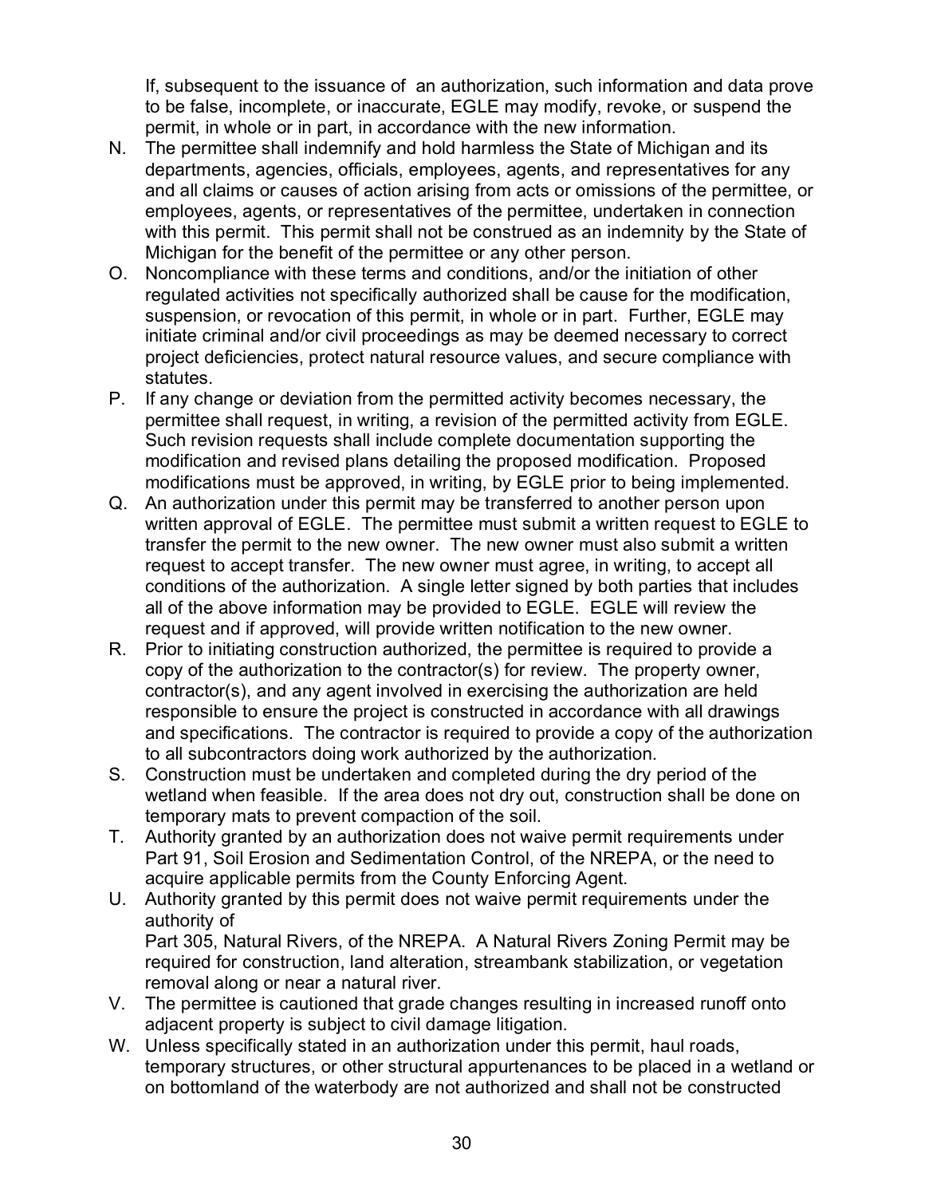If, subsequent to the issuance of an authorization, such information and data prove to be false, incomplete, or inaccurate, EGLE may modify, revoke, or suspend the permit, in whole or in part, in accordance with the new information.

N. The permittee shall indemnify and hold harmless the State of Michigan and its departments, agencies, officials, employees, agents, and representatives for any and all claims or causes of action arising from acts or omissions of the permittee, or employees, agents, or representatives of the permittee, undertaken in connection with this permit. This permit shall not be construed as an indemnity by the State of Michigan for the benefit of the permittee or any other person.

O. Noncompliance with these terms and conditions, and/or the initiation of other regulated activities not specifically authorized shall be cause for the modification, suspension, or revocation of this permit, in whole or in part. Further, EGLE may initiate criminal and/or civil proceedings as may be deemed necessary to correct project deficiencies, protect natural resource values, and secure compliance with statutes.

P. If any change or deviation from the permitted activity becomes necessary, the permittee shall request, in writing, a revision of the permitted activity from EGLE. Such revision requests shall include complete documentation supporting the modification and revised plans detailing the proposed modification. Proposed modifications must be approved, in writing, by EGLE prior to being implemented.

Q. An authorization under this permit may be transferred to another person upon written approval of EGLE. The permittee must submit a written request to EGLE to transfer the permit to the new owner. The new owner must also submit a written request to accept transfer. The new owner must agree, in writing, to accept all conditions of the authorization. A single letter signed by both parties that includes all of the above information may be provided to EGLE. EGLE will review the request and if approved, will provide written notification to the new owner.

R. Prior to initiating construction authorized, the permittee is required to provide a copy of the authorization to the contractor(s) for review. The property owner, contractor(s), and any agent involved in exercising the authorization are held responsible to ensure the project is constructed in accordance with all drawings and specifications. The contractor is required to provide a copy of the authorization to all subcontractors doing work authorized by the authorization.

S. Construction must be undertaken and completed during the dry period of the wetland when feasible. If the area does not dry out, construction shall be done on temporary mats to prevent compaction of the soil.

T. Authority granted by an authorization does not waive permit requirements under Part 91, Soil Erosion and Sedimentation Control, of the NREPA, or the need to acquire applicable permits from the County Enforcing Agent.

U. Authority granted by this permit does not waive permit requirements under the authority of
Part 305, Natural Rivers, of the NREPA. A Natural Rivers Zoning Permit may be required for construction, land alteration, streambank stabilization, or vegetation removal along or near a natural river.

V. The permittee is cautioned that grade changes resulting in increased runoff onto adjacent property is subject to civil damage litigation.

W. Unless specifically stated in an authorization under this permit, haul roads, temporary structures, or other structural appurtenances to be placed in a wetland or on bottomland of the waterbody are not authorized and shall not be constructed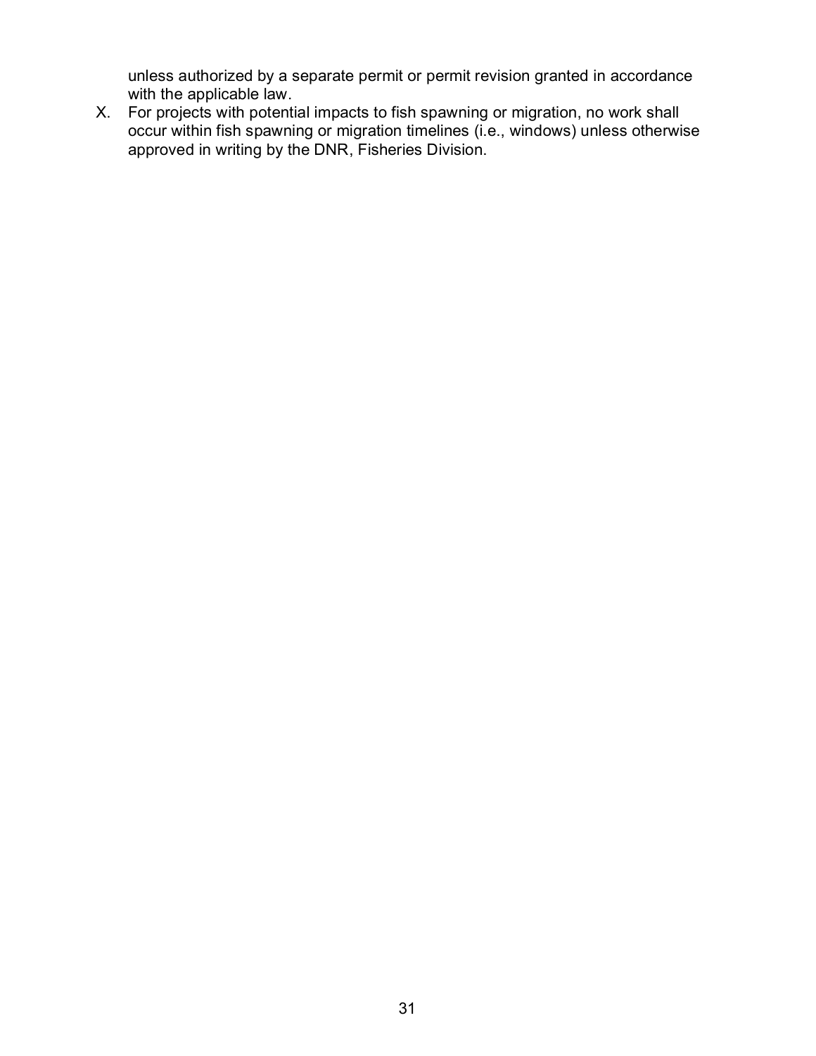unless authorized by a separate permit or permit revision granted in accordance with the applicable law.

X. For projects with potential impacts to fish spawning or migration, no work shall occur within fish spawning or migration timelines (i.e., windows) unless otherwise approved in writing by the DNR, Fisheries Division.